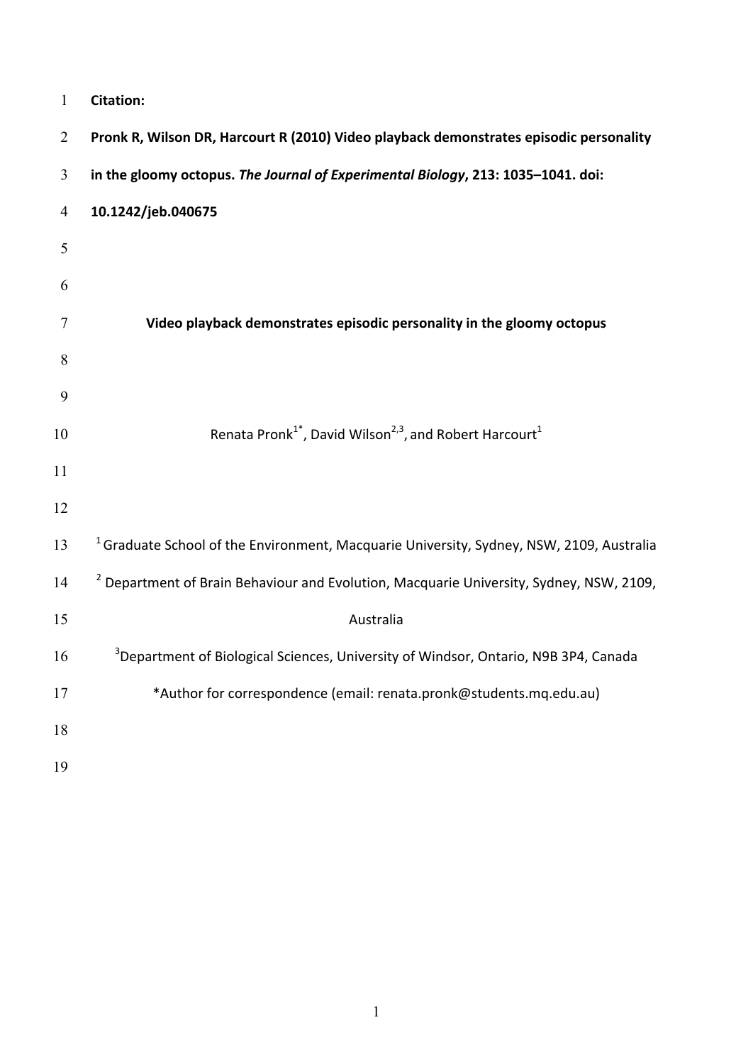**Citation:**

**Pronk R, Wilson DR, Harcourt R (2010) Video playback demonstrates episodic personality in the gloomy octopus. *The Journal of Experimental Biology*, 213: 1035–1041. doi: 10.1242/jeb.040675**

# Video playback demonstrates episodic personality in the gloomy octopus

Renata Pronk[1*], David Wilson[2,3], and Robert Harcourt[1]

[1] Graduate School of the Environment, Macquarie University, Sydney, NSW, 2109, Australia

[2] Department of Brain Behaviour and Evolution, Macquarie University, Sydney, NSW, 2109, Australia

[3] Department of Biological Sciences, University of Windsor, Ontario, N9B 3P4, Canada

*Author for correspondence (email: renata.pronk@students.mq.edu.au)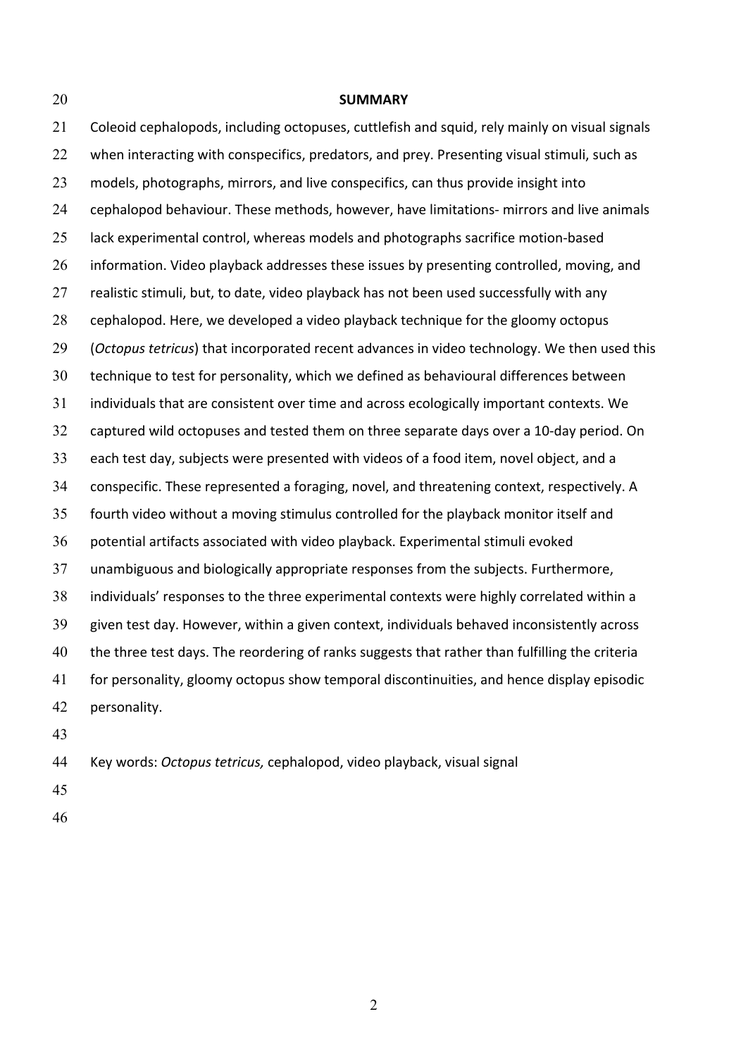## SUMMARY

Coleoid cephalopods, including octopuses, cuttlefish and squid, rely mainly on visual signals when interacting with conspecifics, predators, and prey. Presenting visual stimuli, such as models, photographs, mirrors, and live conspecifics, can thus provide insight into cephalopod behaviour. These methods, however, have limitations- mirrors and live animals lack experimental control, whereas models and photographs sacrifice motion-based information. Video playback addresses these issues by presenting controlled, moving, and realistic stimuli, but, to date, video playback has not been used successfully with any cephalopod. Here, we developed a video playback technique for the gloomy octopus (*Octopus tetricus*) that incorporated recent advances in video technology. We then used this technique to test for personality, which we defined as behavioural differences between individuals that are consistent over time and across ecologically important contexts. We captured wild octopuses and tested them on three separate days over a 10-day period. On each test day, subjects were presented with videos of a food item, novel object, and a conspecific. These represented a foraging, novel, and threatening context, respectively. A fourth video without a moving stimulus controlled for the playback monitor itself and potential artifacts associated with video playback. Experimental stimuli evoked unambiguous and biologically appropriate responses from the subjects. Furthermore, individuals' responses to the three experimental contexts were highly correlated within a given test day. However, within a given context, individuals behaved inconsistently across the three test days. The reordering of ranks suggests that rather than fulfilling the criteria for personality, gloomy octopus show temporal discontinuities, and hence display episodic personality.

Key words: *Octopus tetricus,* cephalopod, video playback, visual signal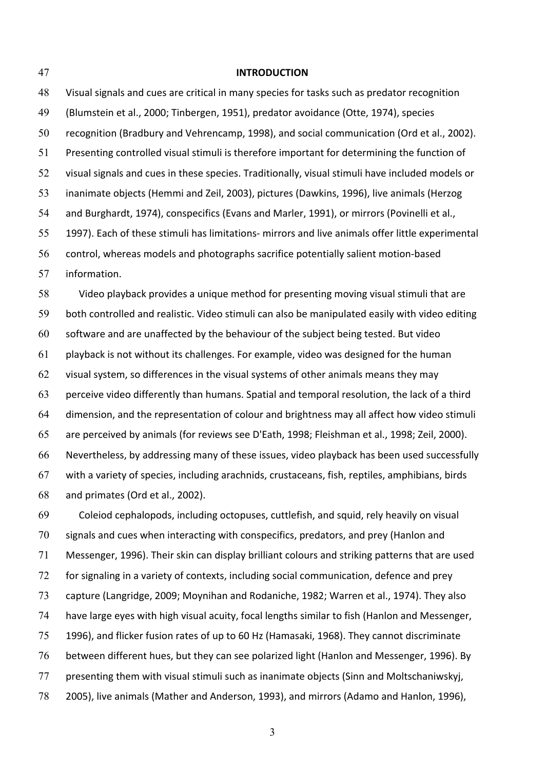## INTRODUCTION

Visual signals and cues are critical in many species for tasks such as predator recognition (Blumstein et al., 2000; Tinbergen, 1951), predator avoidance (Otte, 1974), species recognition (Bradbury and Vehrencamp, 1998), and social communication (Ord et al., 2002). Presenting controlled visual stimuli is therefore important for determining the function of visual signals and cues in these species. Traditionally, visual stimuli have included models or inanimate objects (Hemmi and Zeil, 2003), pictures (Dawkins, 1996), live animals (Herzog and Burghardt, 1974), conspecifics (Evans and Marler, 1991), or mirrors (Povinelli et al., 1997). Each of these stimuli has limitations- mirrors and live animals offer little experimental control, whereas models and photographs sacrifice potentially salient motion-based information.

Video playback provides a unique method for presenting moving visual stimuli that are both controlled and realistic. Video stimuli can also be manipulated easily with video editing software and are unaffected by the behaviour of the subject being tested. But video playback is not without its challenges. For example, video was designed for the human visual system, so differences in the visual systems of other animals means they may perceive video differently than humans. Spatial and temporal resolution, the lack of a third dimension, and the representation of colour and brightness may all affect how video stimuli are perceived by animals (for reviews see D'Eath, 1998; Fleishman et al., 1998; Zeil, 2000). Nevertheless, by addressing many of these issues, video playback has been used successfully with a variety of species, including arachnids, crustaceans, fish, reptiles, amphibians, birds and primates (Ord et al., 2002).

Coleiod cephalopods, including octopuses, cuttlefish, and squid, rely heavily on visual signals and cues when interacting with conspecifics, predators, and prey (Hanlon and Messenger, 1996). Their skin can display brilliant colours and striking patterns that are used for signaling in a variety of contexts, including social communication, defence and prey capture (Langridge, 2009; Moynihan and Rodaniche, 1982; Warren et al., 1974). They also have large eyes with high visual acuity, focal lengths similar to fish (Hanlon and Messenger, 1996), and flicker fusion rates of up to 60 Hz (Hamasaki, 1968). They cannot discriminate between different hues, but they can see polarized light (Hanlon and Messenger, 1996). By presenting them with visual stimuli such as inanimate objects (Sinn and Moltschaniwskyj, 2005), live animals (Mather and Anderson, 1993), and mirrors (Adamo and Hanlon, 1996),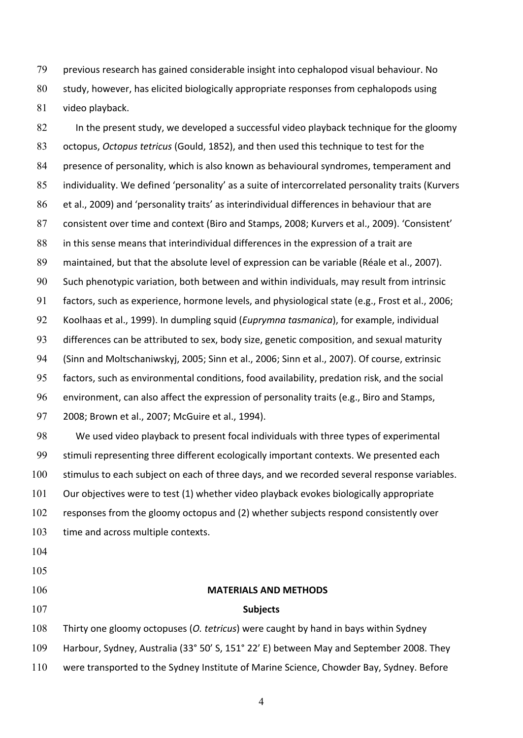previous research has gained considerable insight into cephalopod visual behaviour. No study, however, has elicited biologically appropriate responses from cephalopods using video playback.

In the present study, we developed a successful video playback technique for the gloomy octopus, *Octopus tetricus* (Gould, 1852), and then used this technique to test for the presence of personality, which is also known as behavioural syndromes, temperament and individuality. We defined 'personality' as a suite of intercorrelated personality traits (Kurvers et al., 2009) and 'personality traits' as interindividual differences in behaviour that are consistent over time and context (Biro and Stamps, 2008; Kurvers et al., 2009). 'Consistent' in this sense means that interindividual differences in the expression of a trait are maintained, but that the absolute level of expression can be variable (Réale et al., 2007). Such phenotypic variation, both between and within individuals, may result from intrinsic factors, such as experience, hormone levels, and physiological state (e.g., Frost et al., 2006; Koolhaas et al., 1999). In dumpling squid (*Euprymna tasmanica*), for example, individual differences can be attributed to sex, body size, genetic composition, and sexual maturity (Sinn and Moltschaniwskyj, 2005; Sinn et al., 2006; Sinn et al., 2007). Of course, extrinsic factors, such as environmental conditions, food availability, predation risk, and the social environment, can also affect the expression of personality traits (e.g., Biro and Stamps, 2008; Brown et al., 2007; McGuire et al., 1994).

We used video playback to present focal individuals with three types of experimental stimuli representing three different ecologically important contexts. We presented each stimulus to each subject on each of three days, and we recorded several response variables. Our objectives were to test (1) whether video playback evokes biologically appropriate responses from the gloomy octopus and (2) whether subjects respond consistently over time and across multiple contexts.

## MATERIALS AND METHODS

### Subjects

Thirty one gloomy octopuses (*O. tetricus*) were caught by hand in bays within Sydney Harbour, Sydney, Australia (33° 50' S, 151° 22' E) between May and September 2008. They were transported to the Sydney Institute of Marine Science, Chowder Bay, Sydney. Before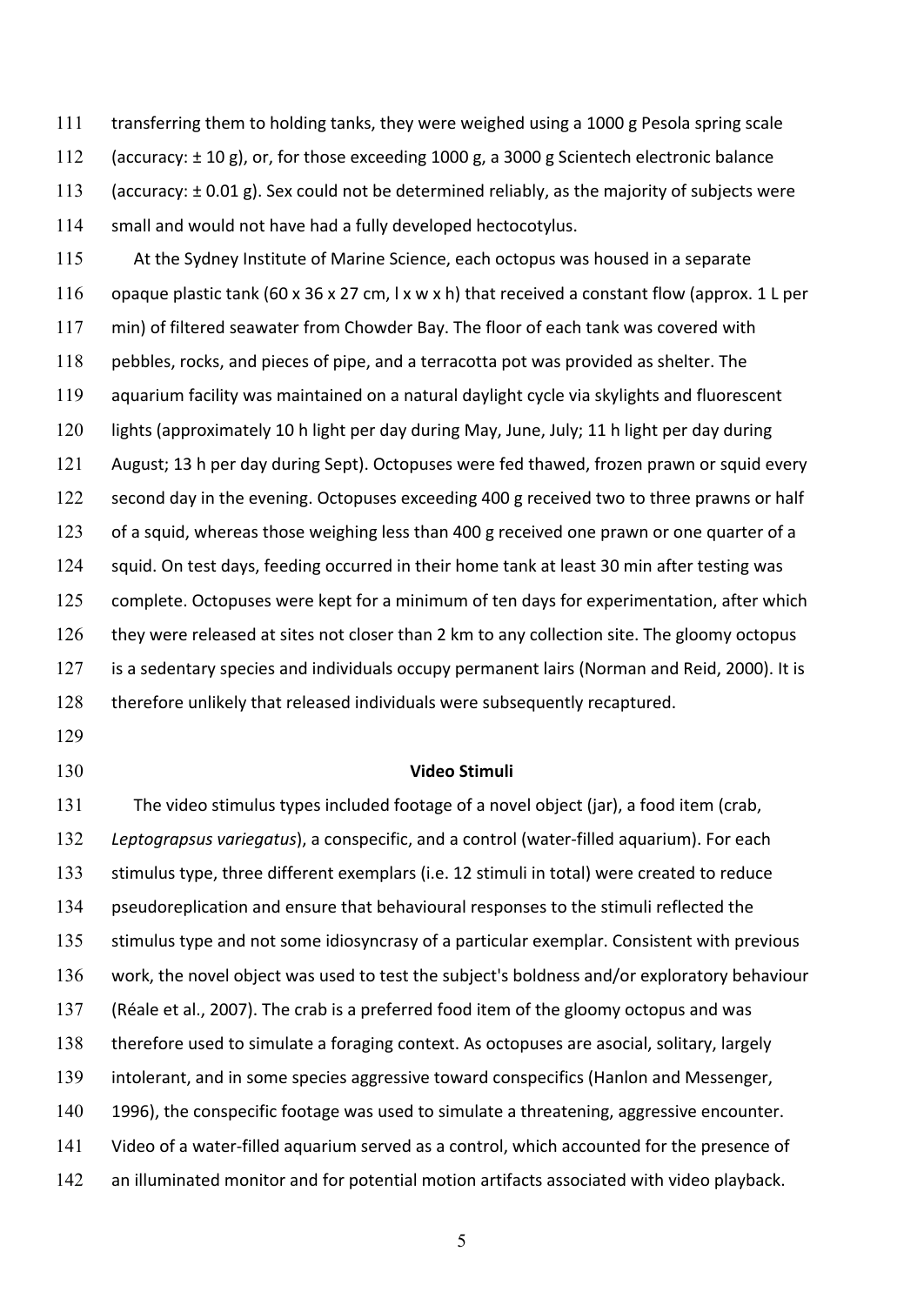transferring them to holding tanks, they were weighed using a 1000 g Pesola spring scale (accuracy: ± 10 g), or, for those exceeding 1000 g, a 3000 g Scientech electronic balance (accuracy: ± 0.01 g). Sex could not be determined reliably, as the majority of subjects were small and would not have had a fully developed hectocotylus.

At the Sydney Institute of Marine Science, each octopus was housed in a separate opaque plastic tank (60 x 36 x 27 cm, l x w x h) that received a constant flow (approx. 1 L per min) of filtered seawater from Chowder Bay. The floor of each tank was covered with pebbles, rocks, and pieces of pipe, and a terracotta pot was provided as shelter. The aquarium facility was maintained on a natural daylight cycle via skylights and fluorescent lights (approximately 10 h light per day during May, June, July; 11 h light per day during August; 13 h per day during Sept). Octopuses were fed thawed, frozen prawn or squid every second day in the evening. Octopuses exceeding 400 g received two to three prawns or half of a squid, whereas those weighing less than 400 g received one prawn or one quarter of a squid. On test days, feeding occurred in their home tank at least 30 min after testing was complete. Octopuses were kept for a minimum of ten days for experimentation, after which they were released at sites not closer than 2 km to any collection site. The gloomy octopus is a sedentary species and individuals occupy permanent lairs (Norman and Reid, 2000). It is therefore unlikely that released individuals were subsequently recaptured.

## Video Stimuli

The video stimulus types included footage of a novel object (jar), a food item (crab, *Leptograpsus variegatus*), a conspecific, and a control (water-filled aquarium). For each stimulus type, three different exemplars (i.e. 12 stimuli in total) were created to reduce pseudoreplication and ensure that behavioural responses to the stimuli reflected the stimulus type and not some idiosyncrasy of a particular exemplar. Consistent with previous work, the novel object was used to test the subject's boldness and/or exploratory behaviour (Réale et al., 2007). The crab is a preferred food item of the gloomy octopus and was therefore used to simulate a foraging context. As octopuses are asocial, solitary, largely intolerant, and in some species aggressive toward conspecifics (Hanlon and Messenger, 1996), the conspecific footage was used to simulate a threatening, aggressive encounter. Video of a water-filled aquarium served as a control, which accounted for the presence of an illuminated monitor and for potential motion artifacts associated with video playback.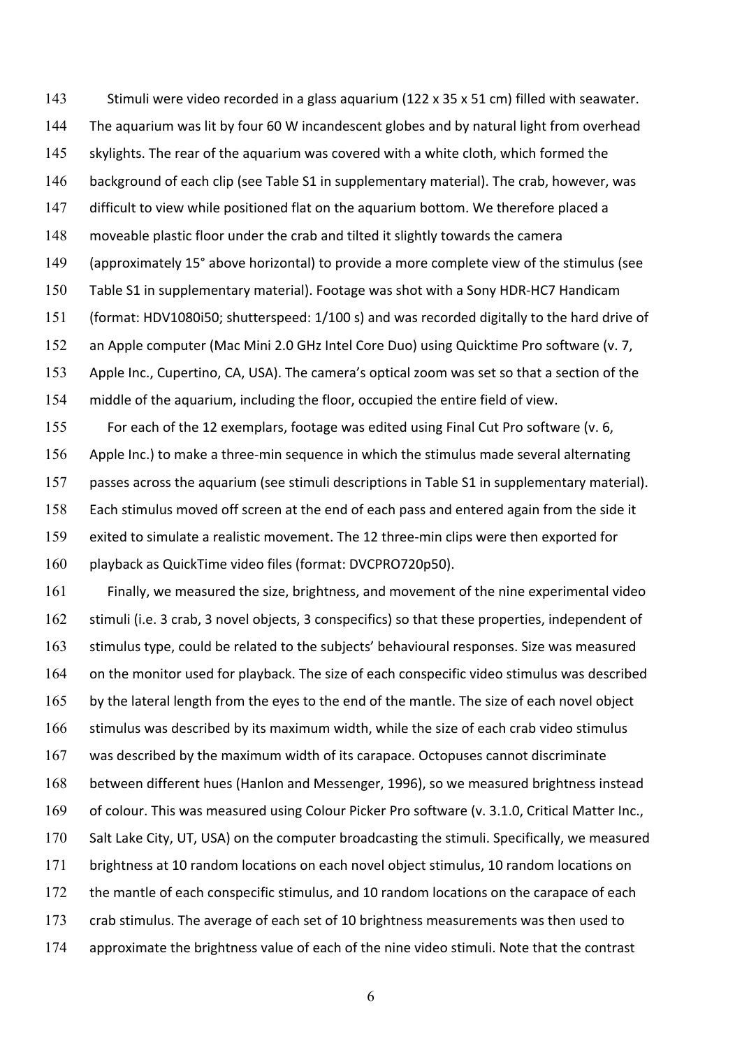Stimuli were video recorded in a glass aquarium (122 x 35 x 51 cm) filled with seawater. The aquarium was lit by four 60 W incandescent globes and by natural light from overhead skylights. The rear of the aquarium was covered with a white cloth, which formed the background of each clip (see Table S1 in supplementary material). The crab, however, was difficult to view while positioned flat on the aquarium bottom. We therefore placed a moveable plastic floor under the crab and tilted it slightly towards the camera (approximately 15° above horizontal) to provide a more complete view of the stimulus (see Table S1 in supplementary material). Footage was shot with a Sony HDR-HC7 Handicam (format: HDV1080i50; shutterspeed: 1/100 s) and was recorded digitally to the hard drive of an Apple computer (Mac Mini 2.0 GHz Intel Core Duo) using Quicktime Pro software (v. 7, Apple Inc., Cupertino, CA, USA). The camera's optical zoom was set so that a section of the middle of the aquarium, including the floor, occupied the entire field of view.

For each of the 12 exemplars, footage was edited using Final Cut Pro software (v. 6, Apple Inc.) to make a three-min sequence in which the stimulus made several alternating passes across the aquarium (see stimuli descriptions in Table S1 in supplementary material). Each stimulus moved off screen at the end of each pass and entered again from the side it exited to simulate a realistic movement. The 12 three-min clips were then exported for playback as QuickTime video files (format: DVCPRO720p50).

Finally, we measured the size, brightness, and movement of the nine experimental video stimuli (i.e. 3 crab, 3 novel objects, 3 conspecifics) so that these properties, independent of stimulus type, could be related to the subjects' behavioural responses. Size was measured on the monitor used for playback. The size of each conspecific video stimulus was described by the lateral length from the eyes to the end of the mantle. The size of each novel object stimulus was described by its maximum width, while the size of each crab video stimulus was described by the maximum width of its carapace. Octopuses cannot discriminate between different hues (Hanlon and Messenger, 1996), so we measured brightness instead of colour. This was measured using Colour Picker Pro software (v. 3.1.0, Critical Matter Inc., Salt Lake City, UT, USA) on the computer broadcasting the stimuli. Specifically, we measured brightness at 10 random locations on each novel object stimulus, 10 random locations on the mantle of each conspecific stimulus, and 10 random locations on the carapace of each crab stimulus. The average of each set of 10 brightness measurements was then used to approximate the brightness value of each of the nine video stimuli. Note that the contrast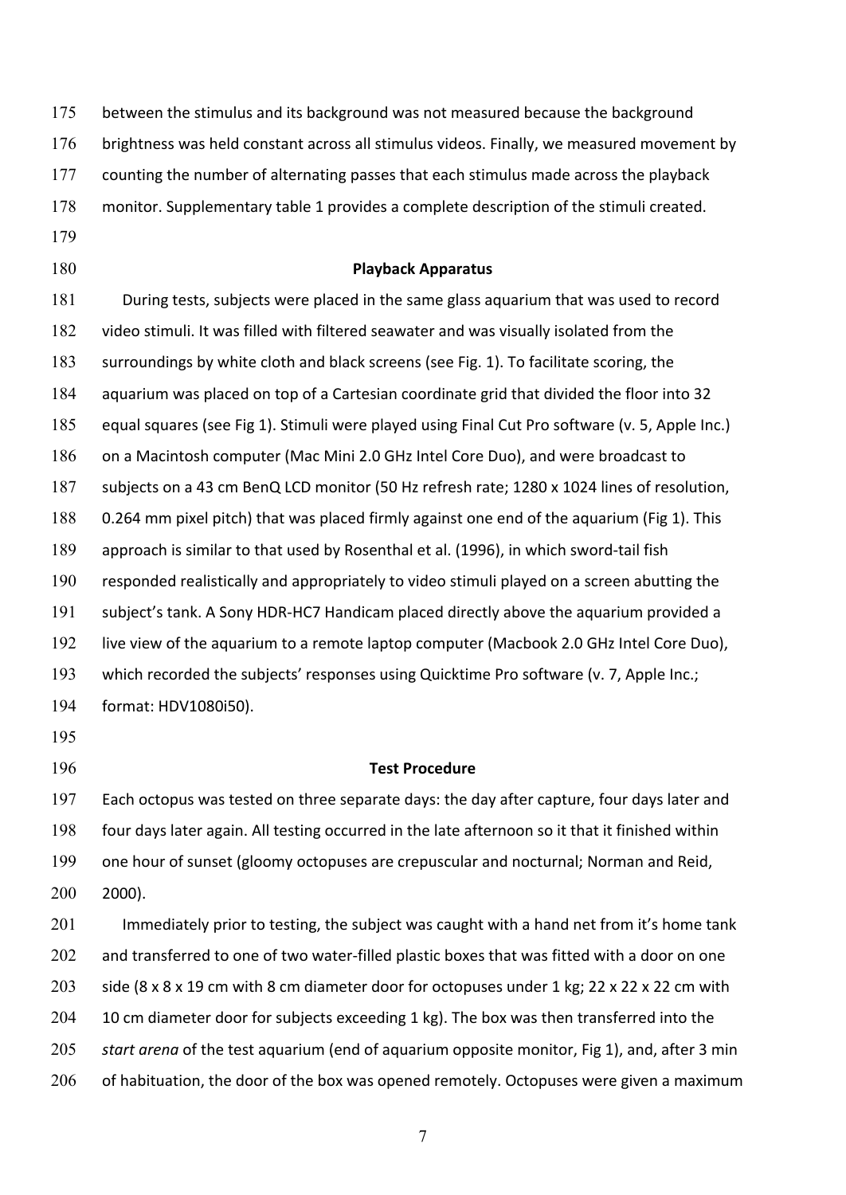between the stimulus and its background was not measured because the background brightness was held constant across all stimulus videos. Finally, we measured movement by counting the number of alternating passes that each stimulus made across the playback monitor. Supplementary table 1 provides a complete description of the stimuli created.

### Playback Apparatus

During tests, subjects were placed in the same glass aquarium that was used to record video stimuli. It was filled with filtered seawater and was visually isolated from the surroundings by white cloth and black screens (see Fig. 1). To facilitate scoring, the aquarium was placed on top of a Cartesian coordinate grid that divided the floor into 32 equal squares (see Fig 1). Stimuli were played using Final Cut Pro software (v. 5, Apple Inc.) on a Macintosh computer (Mac Mini 2.0 GHz Intel Core Duo), and were broadcast to subjects on a 43 cm BenQ LCD monitor (50 Hz refresh rate; 1280 x 1024 lines of resolution, 0.264 mm pixel pitch) that was placed firmly against one end of the aquarium (Fig 1). This approach is similar to that used by Rosenthal et al. (1996), in which sword-tail fish responded realistically and appropriately to video stimuli played on a screen abutting the subject's tank. A Sony HDR-HC7 Handicam placed directly above the aquarium provided a live view of the aquarium to a remote laptop computer (Macbook 2.0 GHz Intel Core Duo), which recorded the subjects' responses using Quicktime Pro software (v. 7, Apple Inc.; format: HDV1080i50).

### Test Procedure

Each octopus was tested on three separate days: the day after capture, four days later and four days later again. All testing occurred in the late afternoon so it that it finished within one hour of sunset (gloomy octopuses are crepuscular and nocturnal; Norman and Reid, 2000).

Immediately prior to testing, the subject was caught with a hand net from it's home tank and transferred to one of two water-filled plastic boxes that was fitted with a door on one side (8 x 8 x 19 cm with 8 cm diameter door for octopuses under 1 kg; 22 x 22 x 22 cm with 10 cm diameter door for subjects exceeding 1 kg). The box was then transferred into the *start arena* of the test aquarium (end of aquarium opposite monitor, Fig 1), and, after 3 min of habituation, the door of the box was opened remotely. Octopuses were given a maximum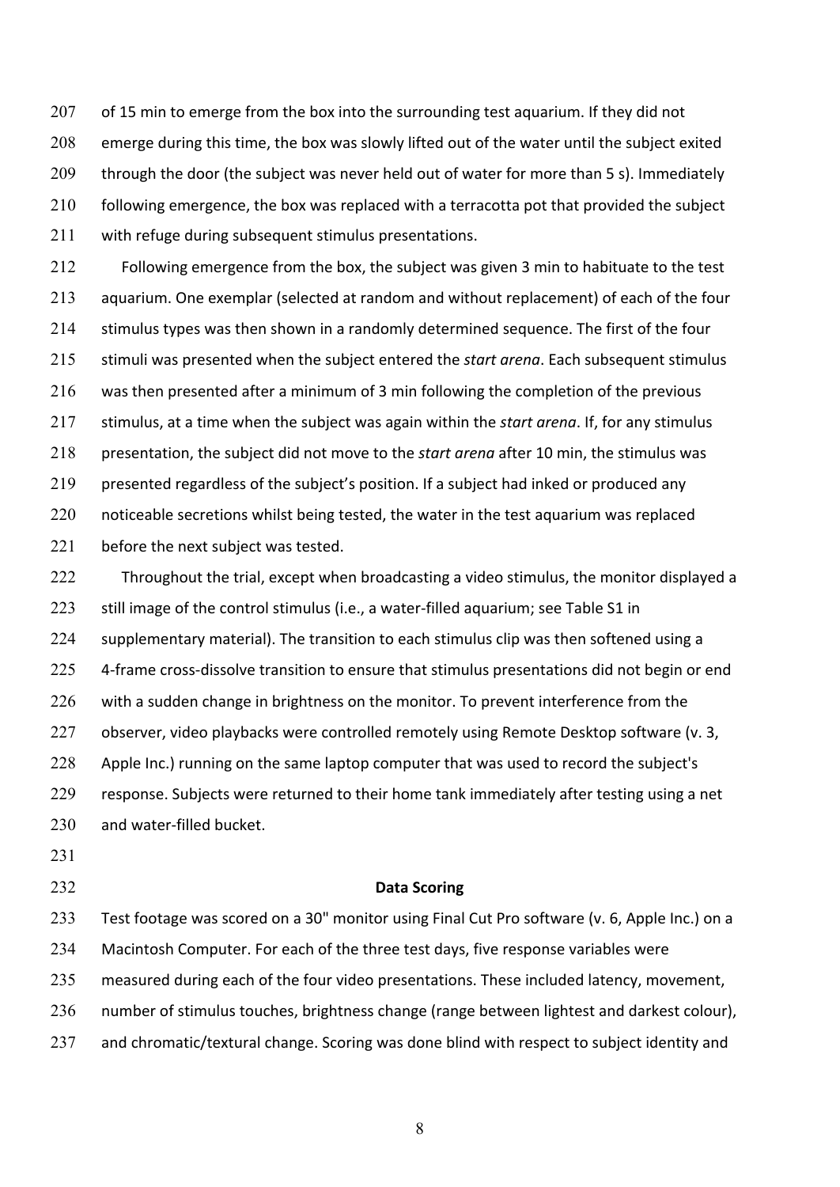of 15 min to emerge from the box into the surrounding test aquarium. If they did not emerge during this time, the box was slowly lifted out of the water until the subject exited through the door (the subject was never held out of water for more than 5 s). Immediately following emergence, the box was replaced with a terracotta pot that provided the subject with refuge during subsequent stimulus presentations.

Following emergence from the box, the subject was given 3 min to habituate to the test aquarium. One exemplar (selected at random and without replacement) of each of the four stimulus types was then shown in a randomly determined sequence. The first of the four stimuli was presented when the subject entered the *start arena*. Each subsequent stimulus was then presented after a minimum of 3 min following the completion of the previous stimulus, at a time when the subject was again within the *start arena*. If, for any stimulus presentation, the subject did not move to the *start arena* after 10 min, the stimulus was presented regardless of the subject's position. If a subject had inked or produced any noticeable secretions whilst being tested, the water in the test aquarium was replaced before the next subject was tested.

Throughout the trial, except when broadcasting a video stimulus, the monitor displayed a still image of the control stimulus (i.e., a water-filled aquarium; see Table S1 in supplementary material). The transition to each stimulus clip was then softened using a 4-frame cross-dissolve transition to ensure that stimulus presentations did not begin or end with a sudden change in brightness on the monitor. To prevent interference from the observer, video playbacks were controlled remotely using Remote Desktop software (v. 3, Apple Inc.) running on the same laptop computer that was used to record the subject's response. Subjects were returned to their home tank immediately after testing using a net and water-filled bucket.

## Data Scoring

Test footage was scored on a 30" monitor using Final Cut Pro software (v. 6, Apple Inc.) on a Macintosh Computer. For each of the three test days, five response variables were measured during each of the four video presentations. These included latency, movement, number of stimulus touches, brightness change (range between lightest and darkest colour), and chromatic/textural change. Scoring was done blind with respect to subject identity and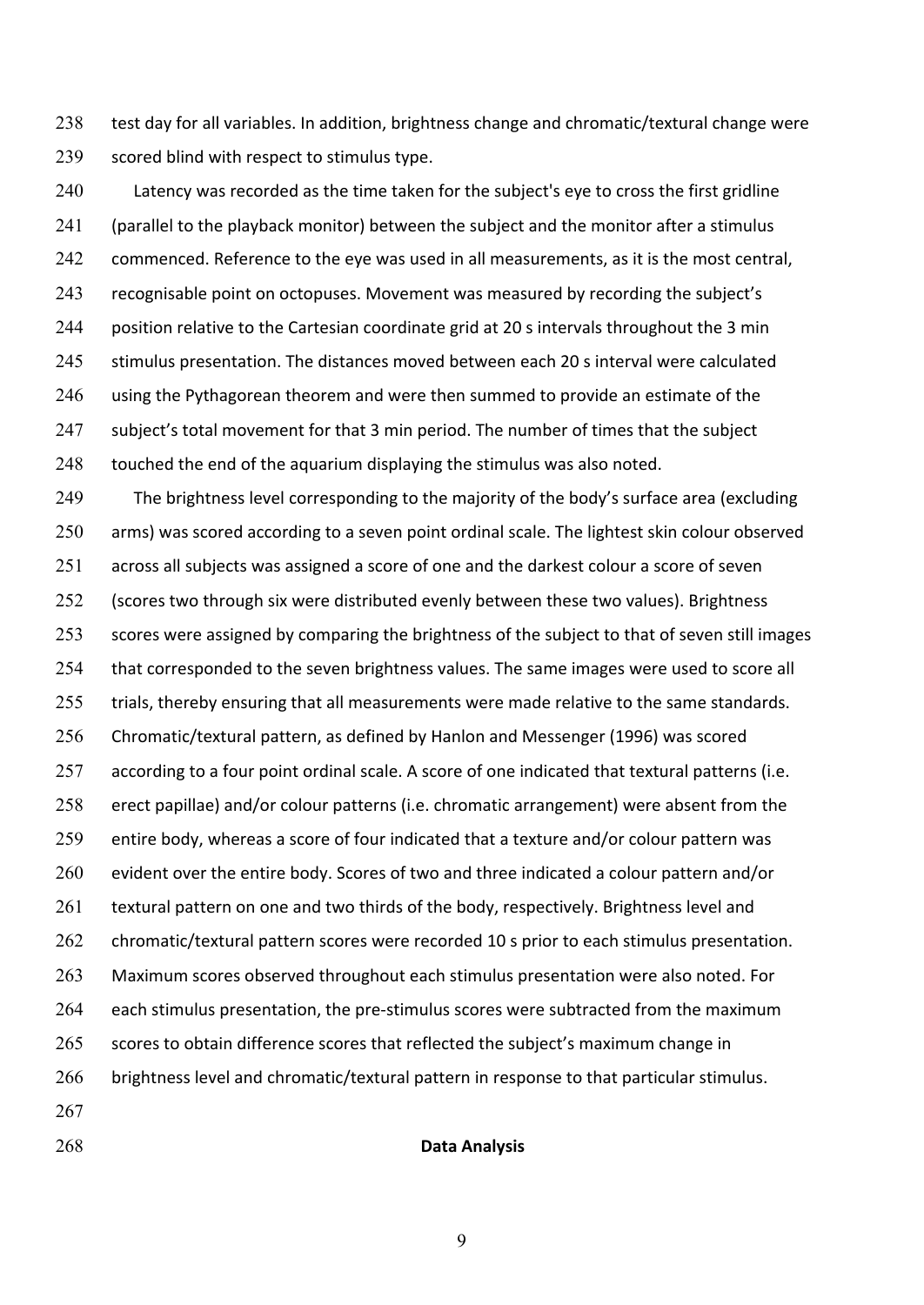test day for all variables. In addition, brightness change and chromatic/textural change were scored blind with respect to stimulus type.

Latency was recorded as the time taken for the subject's eye to cross the first gridline (parallel to the playback monitor) between the subject and the monitor after a stimulus commenced. Reference to the eye was used in all measurements, as it is the most central, recognisable point on octopuses. Movement was measured by recording the subject's position relative to the Cartesian coordinate grid at 20 s intervals throughout the 3 min stimulus presentation. The distances moved between each 20 s interval were calculated using the Pythagorean theorem and were then summed to provide an estimate of the subject's total movement for that 3 min period. The number of times that the subject touched the end of the aquarium displaying the stimulus was also noted.

The brightness level corresponding to the majority of the body's surface area (excluding arms) was scored according to a seven point ordinal scale. The lightest skin colour observed across all subjects was assigned a score of one and the darkest colour a score of seven (scores two through six were distributed evenly between these two values). Brightness scores were assigned by comparing the brightness of the subject to that of seven still images that corresponded to the seven brightness values. The same images were used to score all trials, thereby ensuring that all measurements were made relative to the same standards. Chromatic/textural pattern, as defined by Hanlon and Messenger (1996) was scored according to a four point ordinal scale. A score of one indicated that textural patterns (i.e. erect papillae) and/or colour patterns (i.e. chromatic arrangement) were absent from the entire body, whereas a score of four indicated that a texture and/or colour pattern was evident over the entire body. Scores of two and three indicated a colour pattern and/or textural pattern on one and two thirds of the body, respectively. Brightness level and chromatic/textural pattern scores were recorded 10 s prior to each stimulus presentation. Maximum scores observed throughout each stimulus presentation were also noted. For each stimulus presentation, the pre-stimulus scores were subtracted from the maximum scores to obtain difference scores that reflected the subject's maximum change in brightness level and chromatic/textural pattern in response to that particular stimulus.

## Data Analysis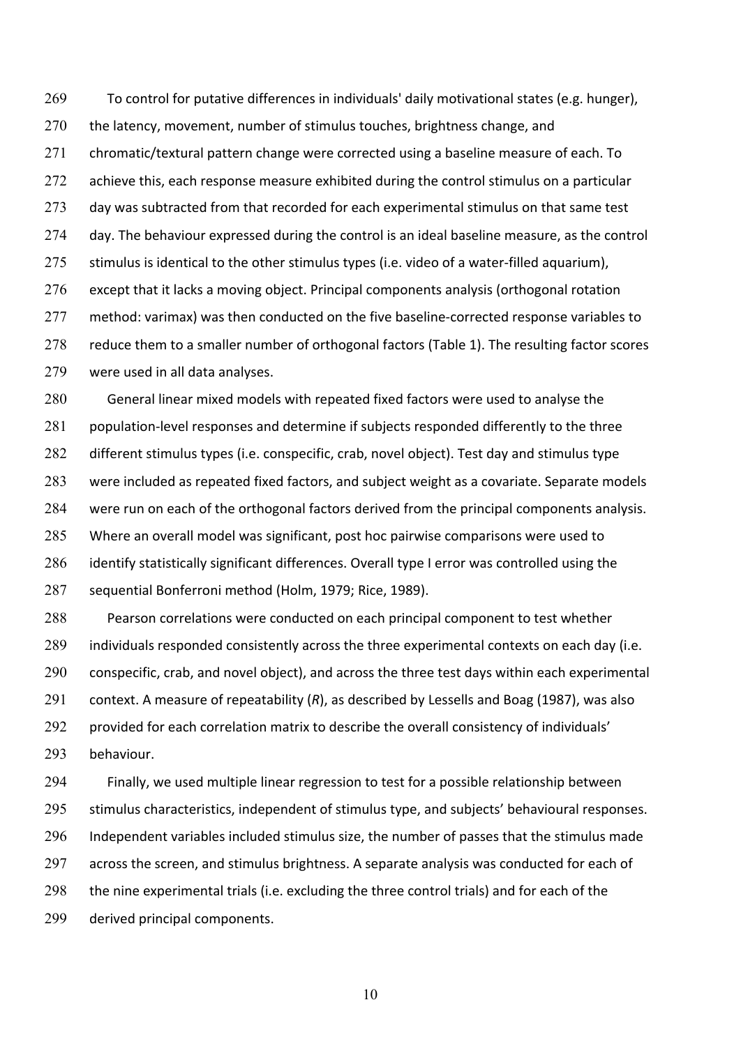To control for putative differences in individuals' daily motivational states (e.g. hunger), the latency, movement, number of stimulus touches, brightness change, and chromatic/textural pattern change were corrected using a baseline measure of each. To achieve this, each response measure exhibited during the control stimulus on a particular day was subtracted from that recorded for each experimental stimulus on that same test day. The behaviour expressed during the control is an ideal baseline measure, as the control stimulus is identical to the other stimulus types (i.e. video of a water-filled aquarium), except that it lacks a moving object. Principal components analysis (orthogonal rotation method: varimax) was then conducted on the five baseline-corrected response variables to reduce them to a smaller number of orthogonal factors (Table 1). The resulting factor scores were used in all data analyses.

General linear mixed models with repeated fixed factors were used to analyse the population-level responses and determine if subjects responded differently to the three different stimulus types (i.e. conspecific, crab, novel object). Test day and stimulus type were included as repeated fixed factors, and subject weight as a covariate. Separate models were run on each of the orthogonal factors derived from the principal components analysis. Where an overall model was significant, post hoc pairwise comparisons were used to identify statistically significant differences. Overall type I error was controlled using the sequential Bonferroni method (Holm, 1979; Rice, 1989).

Pearson correlations were conducted on each principal component to test whether individuals responded consistently across the three experimental contexts on each day (i.e. conspecific, crab, and novel object), and across the three test days within each experimental context. A measure of repeatability (*R*), as described by Lessells and Boag (1987), was also provided for each correlation matrix to describe the overall consistency of individuals' behaviour.

Finally, we used multiple linear regression to test for a possible relationship between stimulus characteristics, independent of stimulus type, and subjects' behavioural responses. Independent variables included stimulus size, the number of passes that the stimulus made across the screen, and stimulus brightness. A separate analysis was conducted for each of the nine experimental trials (i.e. excluding the three control trials) and for each of the derived principal components.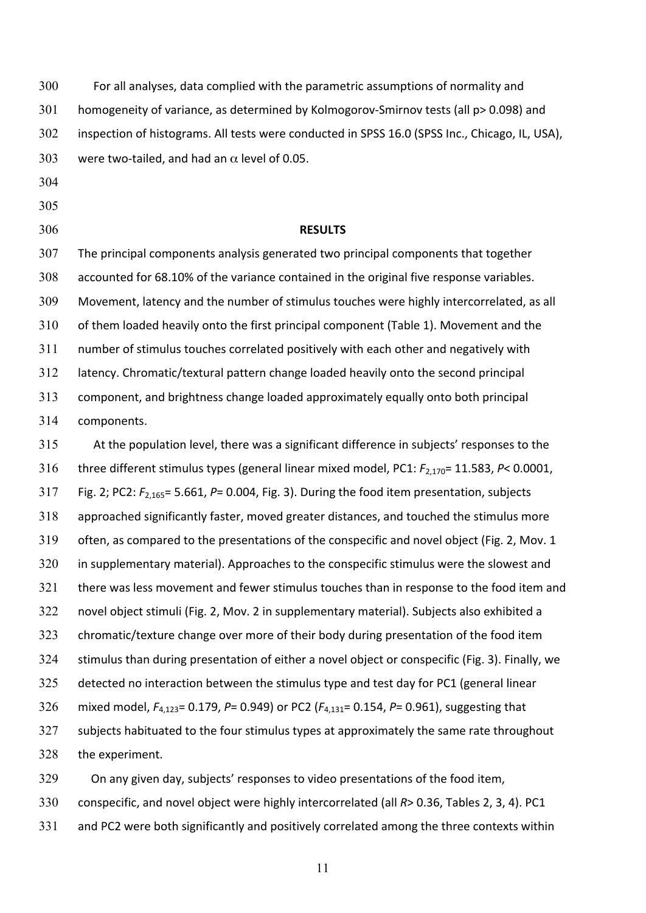For all analyses, data complied with the parametric assumptions of normality and homogeneity of variance, as determined by Kolmogorov-Smirnov tests (all p> 0.098) and inspection of histograms. All tests were conducted in SPSS 16.0 (SPSS Inc., Chicago, IL, USA), were two-tailed, and had an $\alpha$ level of 0.05.

## RESULTS

The principal components analysis generated two principal components that together accounted for 68.10% of the variance contained in the original five response variables. Movement, latency and the number of stimulus touches were highly intercorrelated, as all of them loaded heavily onto the first principal component (Table 1). Movement and the number of stimulus touches correlated positively with each other and negatively with latency. Chromatic/textural pattern change loaded heavily onto the second principal component, and brightness change loaded approximately equally onto both principal components.

At the population level, there was a significant difference in subjects' responses to the three different stimulus types (general linear mixed model, PC1: $F_{2,170}$= 11.583, $P$< 0.0001, Fig. 2; PC2: $F_{2,165}$= 5.661, $P$= 0.004, Fig. 3). During the food item presentation, subjects approached significantly faster, moved greater distances, and touched the stimulus more often, as compared to the presentations of the conspecific and novel object (Fig. 2, Mov. 1 in supplementary material). Approaches to the conspecific stimulus were the slowest and there was less movement and fewer stimulus touches than in response to the food item and novel object stimuli (Fig. 2, Mov. 2 in supplementary material). Subjects also exhibited a chromatic/texture change over more of their body during presentation of the food item stimulus than during presentation of either a novel object or conspecific (Fig. 3). Finally, we detected no interaction between the stimulus type and test day for PC1 (general linear mixed model, $F_{4,123}$= 0.179, $P$= 0.949) or PC2 ($F_{4,131}$= 0.154, $P$= 0.961), suggesting that subjects habituated to the four stimulus types at approximately the same rate throughout the experiment.

On any given day, subjects' responses to video presentations of the food item, conspecific, and novel object were highly intercorrelated (all $R$> 0.36, Tables 2, 3, 4). PC1 and PC2 were both significantly and positively correlated among the three contexts within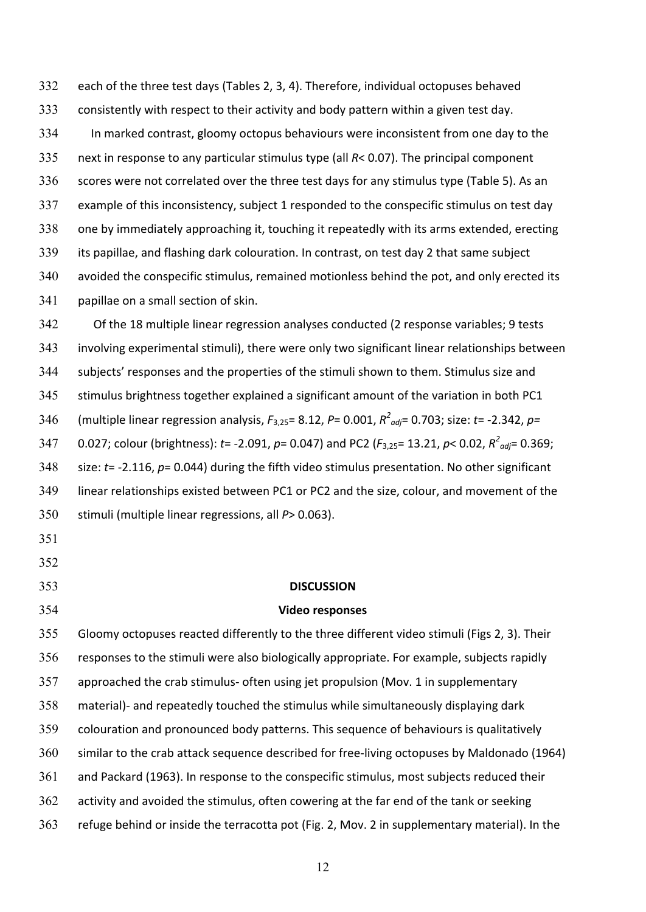each of the three test days (Tables 2, 3, 4). Therefore, individual octopuses behaved consistently with respect to their activity and body pattern within a given test day.

In marked contrast, gloomy octopus behaviours were inconsistent from one day to the next in response to any particular stimulus type (all $R < 0.07$). The principal component scores were not correlated over the three test days for any stimulus type (Table 5). As an example of this inconsistency, subject 1 responded to the conspecific stimulus on test day one by immediately approaching it, touching it repeatedly with its arms extended, erecting its papillae, and flashing dark colouration. In contrast, on test day 2 that same subject avoided the conspecific stimulus, remained motionless behind the pot, and only erected its papillae on a small section of skin.

Of the 18 multiple linear regression analyses conducted (2 response variables; 9 tests involving experimental stimuli), there were only two significant linear relationships between subjects' responses and the properties of the stimuli shown to them. Stimulus size and stimulus brightness together explained a significant amount of the variation in both PC1 (multiple linear regression analysis, $F_{3,25}$= 8.12, $P$= 0.001, $R^2_{adj}$= 0.703; size: $t$= -2.342, $p$= 0.027; colour (brightness): $t$= -2.091, $p$= 0.047) and PC2 ($F_{3,25}$= 13.21, $p$< 0.02, $R^2_{adj}$= 0.369; size: $t$= -2.116, $p$= 0.044) during the fifth video stimulus presentation. No other significant linear relationships existed between PC1 or PC2 and the size, colour, and movement of the stimuli (multiple linear regressions, all $P$> 0.063).

## DISCUSSION

### Video responses

Gloomy octopuses reacted differently to the three different video stimuli (Figs 2, 3). Their responses to the stimuli were also biologically appropriate. For example, subjects rapidly approached the crab stimulus- often using jet propulsion (Mov. 1 in supplementary material)- and repeatedly touched the stimulus while simultaneously displaying dark colouration and pronounced body patterns. This sequence of behaviours is qualitatively similar to the crab attack sequence described for free-living octopuses by Maldonado (1964) and Packard (1963). In response to the conspecific stimulus, most subjects reduced their activity and avoided the stimulus, often cowering at the far end of the tank or seeking refuge behind or inside the terracotta pot (Fig. 2, Mov. 2 in supplementary material). In the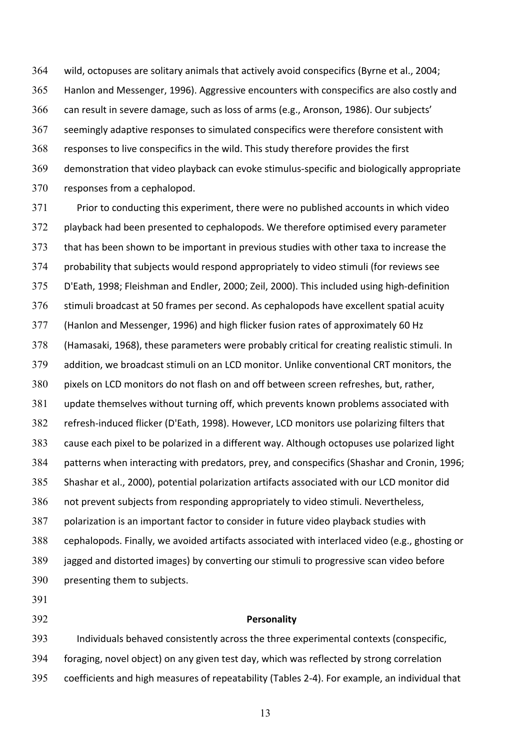wild, octopuses are solitary animals that actively avoid conspecifics (Byrne et al., 2004; Hanlon and Messenger, 1996). Aggressive encounters with conspecifics are also costly and can result in severe damage, such as loss of arms (e.g., Aronson, 1986). Our subjects' seemingly adaptive responses to simulated conspecifics were therefore consistent with responses to live conspecifics in the wild. This study therefore provides the first demonstration that video playback can evoke stimulus-specific and biologically appropriate responses from a cephalopod.

Prior to conducting this experiment, there were no published accounts in which video playback had been presented to cephalopods. We therefore optimised every parameter that has been shown to be important in previous studies with other taxa to increase the probability that subjects would respond appropriately to video stimuli (for reviews see D'Eath, 1998; Fleishman and Endler, 2000; Zeil, 2000). This included using high-definition stimuli broadcast at 50 frames per second. As cephalopods have excellent spatial acuity (Hanlon and Messenger, 1996) and high flicker fusion rates of approximately 60 Hz (Hamasaki, 1968), these parameters were probably critical for creating realistic stimuli. In addition, we broadcast stimuli on an LCD monitor. Unlike conventional CRT monitors, the pixels on LCD monitors do not flash on and off between screen refreshes, but, rather, update themselves without turning off, which prevents known problems associated with refresh-induced flicker (D'Eath, 1998). However, LCD monitors use polarizing filters that cause each pixel to be polarized in a different way. Although octopuses use polarized light patterns when interacting with predators, prey, and conspecifics (Shashar and Cronin, 1996; Shashar et al., 2000), potential polarization artifacts associated with our LCD monitor did not prevent subjects from responding appropriately to video stimuli. Nevertheless, polarization is an important factor to consider in future video playback studies with cephalopods. Finally, we avoided artifacts associated with interlaced video (e.g., ghosting or jagged and distorted images) by converting our stimuli to progressive scan video before presenting them to subjects.

## Personality

Individuals behaved consistently across the three experimental contexts (conspecific, foraging, novel object) on any given test day, which was reflected by strong correlation coefficients and high measures of repeatability (Tables 2-4). For example, an individual that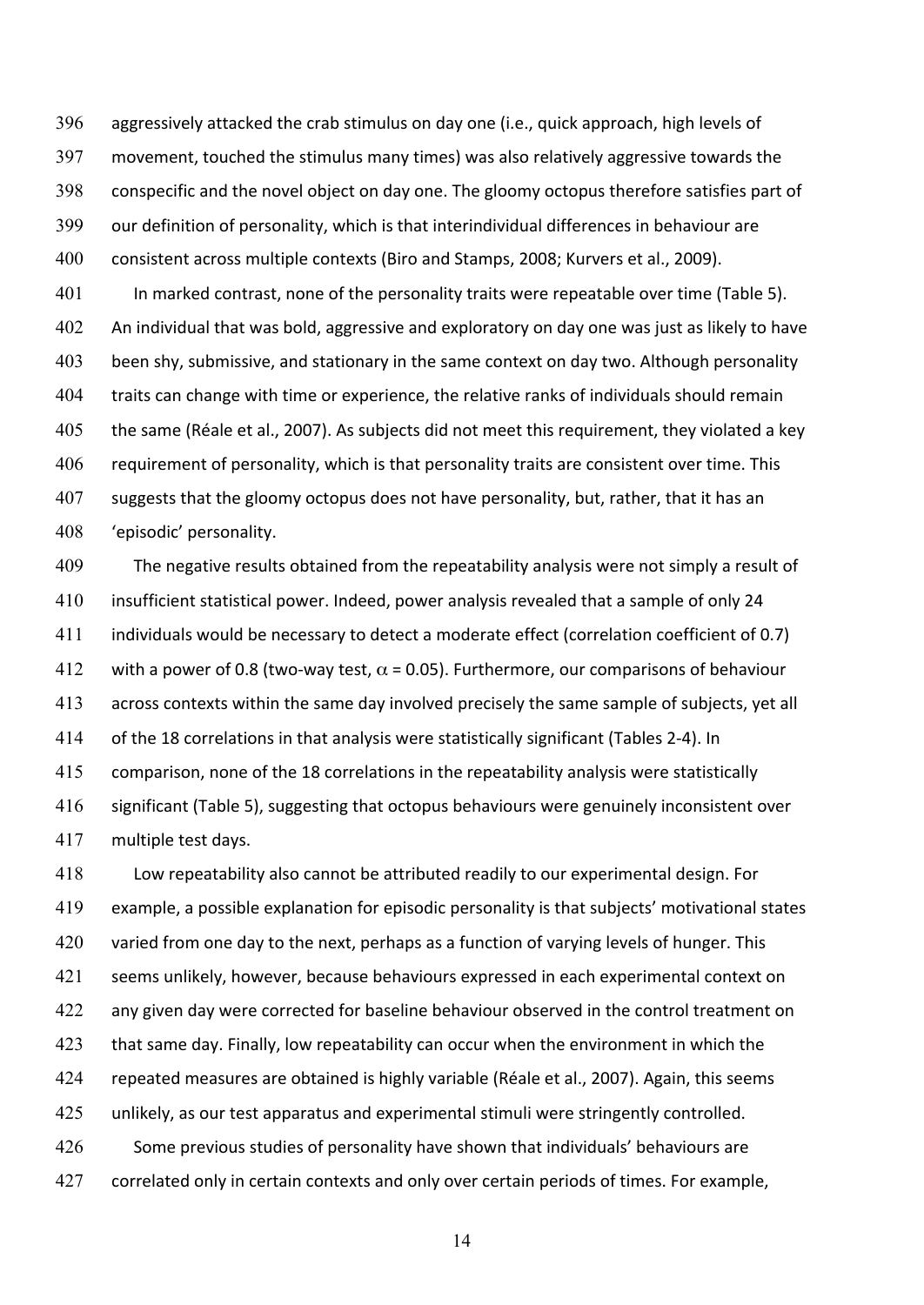aggressively attacked the crab stimulus on day one (i.e., quick approach, high levels of movement, touched the stimulus many times) was also relatively aggressive towards the conspecific and the novel object on day one. The gloomy octopus therefore satisfies part of our definition of personality, which is that interindividual differences in behaviour are consistent across multiple contexts (Biro and Stamps, 2008; Kurvers et al., 2009).

In marked contrast, none of the personality traits were repeatable over time (Table 5). An individual that was bold, aggressive and exploratory on day one was just as likely to have been shy, submissive, and stationary in the same context on day two. Although personality traits can change with time or experience, the relative ranks of individuals should remain the same (Réale et al., 2007). As subjects did not meet this requirement, they violated a key requirement of personality, which is that personality traits are consistent over time. This suggests that the gloomy octopus does not have personality, but, rather, that it has an 'episodic' personality.

The negative results obtained from the repeatability analysis were not simply a result of insufficient statistical power. Indeed, power analysis revealed that a sample of only 24 individuals would be necessary to detect a moderate effect (correlation coefficient of 0.7) with a power of 0.8 (two-way test, $\alpha$ = 0.05). Furthermore, our comparisons of behaviour across contexts within the same day involved precisely the same sample of subjects, yet all of the 18 correlations in that analysis were statistically significant (Tables 2-4). In comparison, none of the 18 correlations in the repeatability analysis were statistically significant (Table 5), suggesting that octopus behaviours were genuinely inconsistent over multiple test days.

Low repeatability also cannot be attributed readily to our experimental design. For example, a possible explanation for episodic personality is that subjects' motivational states varied from one day to the next, perhaps as a function of varying levels of hunger. This seems unlikely, however, because behaviours expressed in each experimental context on any given day were corrected for baseline behaviour observed in the control treatment on that same day. Finally, low repeatability can occur when the environment in which the repeated measures are obtained is highly variable (Réale et al., 2007). Again, this seems unlikely, as our test apparatus and experimental stimuli were stringently controlled.

Some previous studies of personality have shown that individuals' behaviours are correlated only in certain contexts and only over certain periods of times. For example,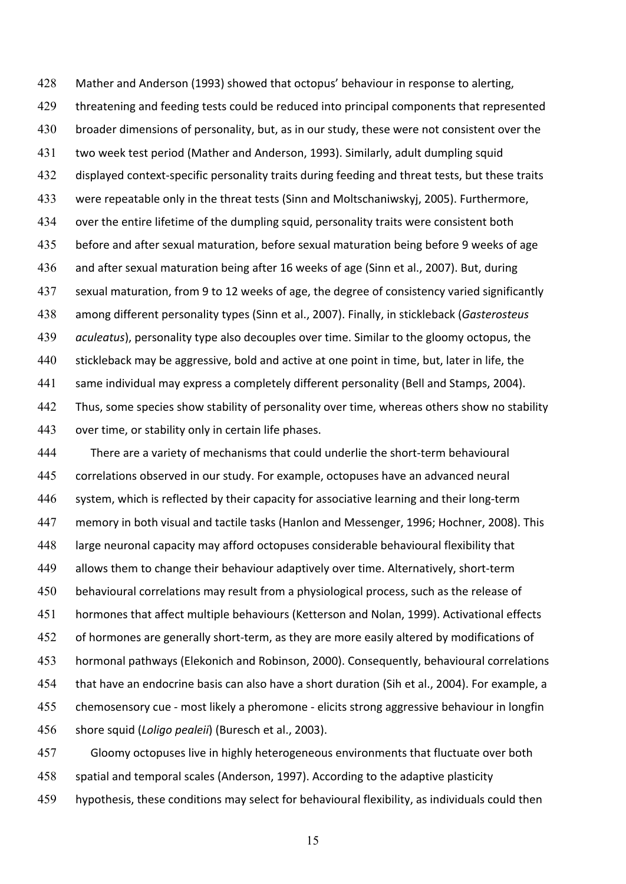Mather and Anderson (1993) showed that octopus' behaviour in response to alerting, threatening and feeding tests could be reduced into principal components that represented broader dimensions of personality, but, as in our study, these were not consistent over the two week test period (Mather and Anderson, 1993). Similarly, adult dumpling squid displayed context-specific personality traits during feeding and threat tests, but these traits were repeatable only in the threat tests (Sinn and Moltschaniwskyj, 2005). Furthermore, over the entire lifetime of the dumpling squid, personality traits were consistent both before and after sexual maturation, before sexual maturation being before 9 weeks of age and after sexual maturation being after 16 weeks of age (Sinn et al., 2007). But, during sexual maturation, from 9 to 12 weeks of age, the degree of consistency varied significantly among different personality types (Sinn et al., 2007). Finally, in stickleback (*Gasterosteus aculeatus*), personality type also decouples over time. Similar to the gloomy octopus, the stickleback may be aggressive, bold and active at one point in time, but, later in life, the same individual may express a completely different personality (Bell and Stamps, 2004). Thus, some species show stability of personality over time, whereas others show no stability over time, or stability only in certain life phases.

There are a variety of mechanisms that could underlie the short-term behavioural correlations observed in our study. For example, octopuses have an advanced neural system, which is reflected by their capacity for associative learning and their long-term memory in both visual and tactile tasks (Hanlon and Messenger, 1996; Hochner, 2008). This large neuronal capacity may afford octopuses considerable behavioural flexibility that allows them to change their behaviour adaptively over time. Alternatively, short-term behavioural correlations may result from a physiological process, such as the release of hormones that affect multiple behaviours (Ketterson and Nolan, 1999). Activational effects of hormones are generally short-term, as they are more easily altered by modifications of hormonal pathways (Elekonich and Robinson, 2000). Consequently, behavioural correlations that have an endocrine basis can also have a short duration (Sih et al., 2004). For example, a chemosensory cue - most likely a pheromone - elicits strong aggressive behaviour in longfin shore squid (*Loligo pealeii*) (Buresch et al., 2003).

Gloomy octopuses live in highly heterogeneous environments that fluctuate over both spatial and temporal scales (Anderson, 1997). According to the adaptive plasticity hypothesis, these conditions may select for behavioural flexibility, as individuals could then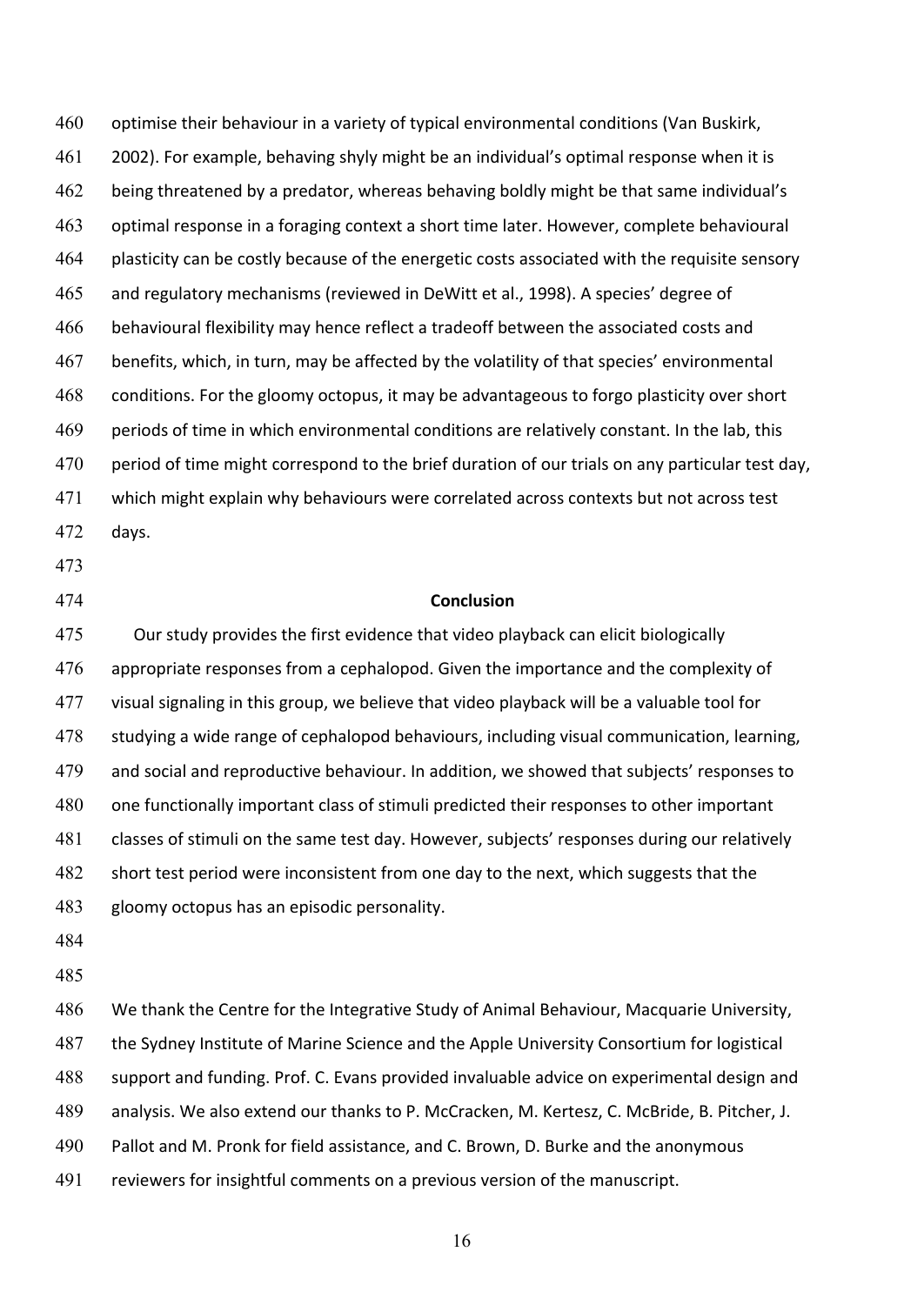optimise their behaviour in a variety of typical environmental conditions (Van Buskirk, 2002). For example, behaving shyly might be an individual's optimal response when it is being threatened by a predator, whereas behaving boldly might be that same individual's optimal response in a foraging context a short time later. However, complete behavioural plasticity can be costly because of the energetic costs associated with the requisite sensory and regulatory mechanisms (reviewed in DeWitt et al., 1998). A species' degree of behavioural flexibility may hence reflect a tradeoff between the associated costs and benefits, which, in turn, may be affected by the volatility of that species' environmental conditions. For the gloomy octopus, it may be advantageous to forgo plasticity over short periods of time in which environmental conditions are relatively constant. In the lab, this period of time might correspond to the brief duration of our trials on any particular test day, which might explain why behaviours were correlated across contexts but not across test days.

## Conclusion

Our study provides the first evidence that video playback can elicit biologically appropriate responses from a cephalopod. Given the importance and the complexity of visual signaling in this group, we believe that video playback will be a valuable tool for studying a wide range of cephalopod behaviours, including visual communication, learning, and social and reproductive behaviour. In addition, we showed that subjects' responses to one functionally important class of stimuli predicted their responses to other important classes of stimuli on the same test day. However, subjects' responses during our relatively short test period were inconsistent from one day to the next, which suggests that the gloomy octopus has an episodic personality.

We thank the Centre for the Integrative Study of Animal Behaviour, Macquarie University, the Sydney Institute of Marine Science and the Apple University Consortium for logistical support and funding. Prof. C. Evans provided invaluable advice on experimental design and analysis. We also extend our thanks to P. McCracken, M. Kertesz, C. McBride, B. Pitcher, J. Pallot and M. Pronk for field assistance, and C. Brown, D. Burke and the anonymous reviewers for insightful comments on a previous version of the manuscript.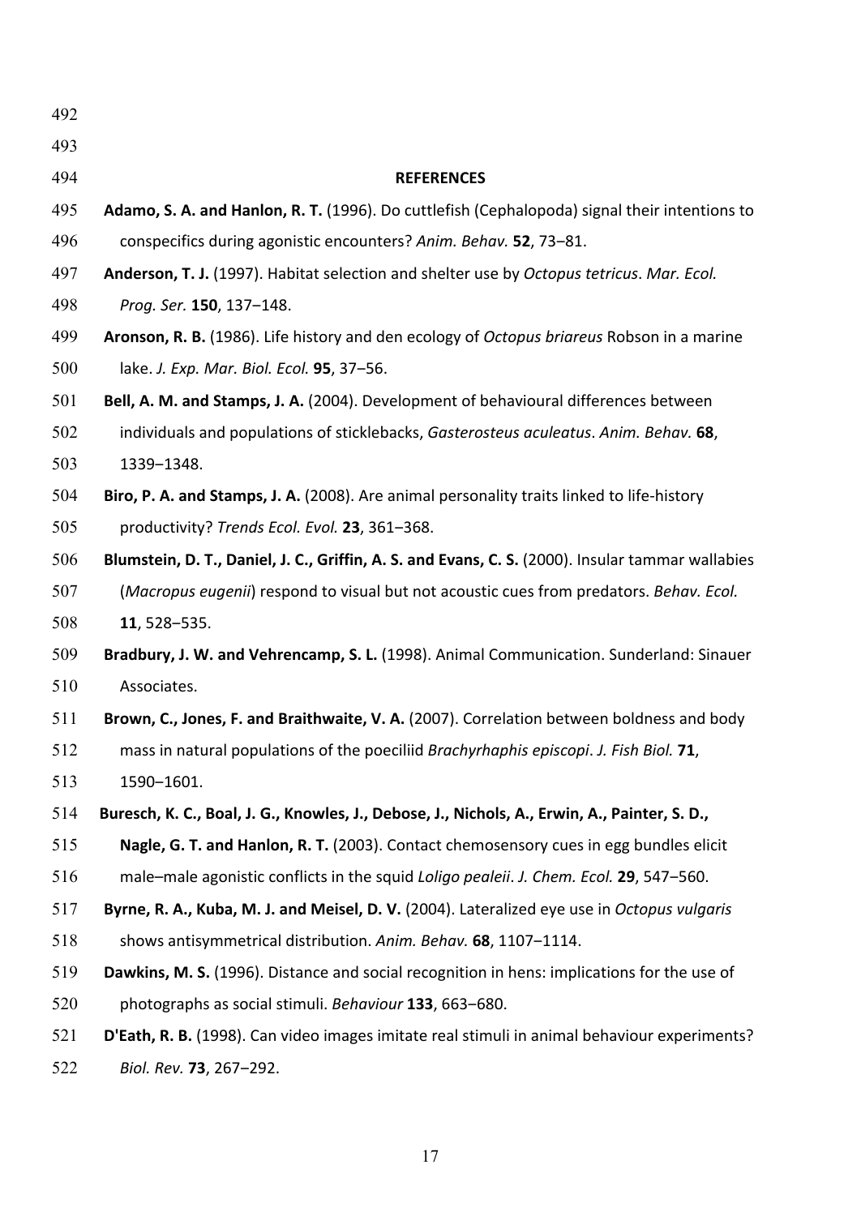## REFERENCES

**Adamo, S. A. and Hanlon, R. T.** (1996). Do cuttlefish (Cephalopoda) signal their intentions to conspecifics during agonistic encounters? *Anim. Behav.* **52**, 73–81.

**Anderson, T. J.** (1997). Habitat selection and shelter use by *Octopus tetricus*. *Mar. Ecol. Prog. Ser.* **150**, 137–148.

**Aronson, R. B.** (1986). Life history and den ecology of *Octopus briareus* Robson in a marine lake. *J. Exp. Mar. Biol. Ecol.* **95**, 37–56.

**Bell, A. M. and Stamps, J. A.** (2004). Development of behavioural differences between individuals and populations of sticklebacks, *Gasterosteus aculeatus*. *Anim. Behav.* **68**, 1339–1348.

**Biro, P. A. and Stamps, J. A.** (2008). Are animal personality traits linked to life-history productivity? *Trends Ecol. Evol.* **23**, 361–368.

**Blumstein, D. T., Daniel, J. C., Griffin, A. S. and Evans, C. S.** (2000). Insular tammar wallabies (*Macropus eugenii*) respond to visual but not acoustic cues from predators. *Behav. Ecol.* **11**, 528–535.

**Bradbury, J. W. and Vehrencamp, S. L.** (1998). Animal Communication. Sunderland: Sinauer Associates.

**Brown, C., Jones, F. and Braithwaite, V. A.** (2007). Correlation between boldness and body mass in natural populations of the poeciliid *Brachyrhaphis episcopi*. *J. Fish Biol.* **71**, 1590–1601.

**Buresch, K. C., Boal, J. G., Knowles, J., Debose, J., Nichols, A., Erwin, A., Painter, S. D., Nagle, G. T. and Hanlon, R. T.** (2003). Contact chemosensory cues in egg bundles elicit male–male agonistic conflicts in the squid *Loligo pealeii*. *J. Chem. Ecol.* **29**, 547–560.

**Byrne, R. A., Kuba, M. J. and Meisel, D. V.** (2004). Lateralized eye use in *Octopus vulgaris* shows antisymmetrical distribution. *Anim. Behav.* **68**, 1107–1114.

**Dawkins, M. S.** (1996). Distance and social recognition in hens: implications for the use of photographs as social stimuli. *Behaviour* **133**, 663–680.

**D'Eath, R. B.** (1998). Can video images imitate real stimuli in animal behaviour experiments? *Biol. Rev.* **73**, 267–292.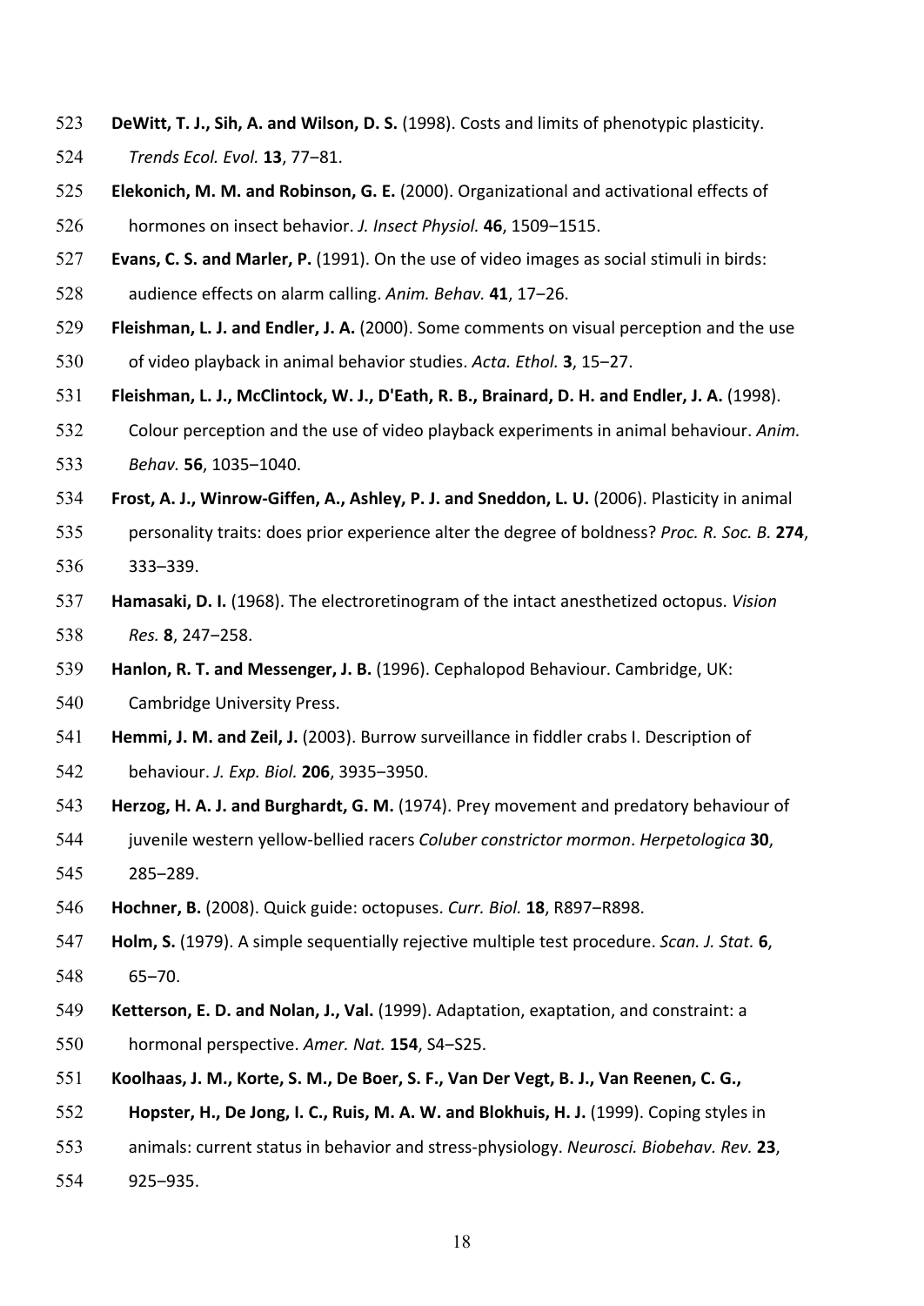**DeWitt, T. J., Sih, A. and Wilson, D. S.** (1998). Costs and limits of phenotypic plasticity. *Trends Ecol. Evol.* **13**, 77−81.

**Elekonich, M. M. and Robinson, G. E.** (2000). Organizational and activational effects of hormones on insect behavior. *J. Insect Physiol.* **46**, 1509−1515.

**Evans, C. S. and Marler, P.** (1991). On the use of video images as social stimuli in birds: audience effects on alarm calling. *Anim. Behav.* **41**, 17−26.

**Fleishman, L. J. and Endler, J. A.** (2000). Some comments on visual perception and the use of video playback in animal behavior studies. *Acta. Ethol.* **3**, 15−27.

**Fleishman, L. J., McClintock, W. J., D'Eath, R. B., Brainard, D. H. and Endler, J. A.** (1998). Colour perception and the use of video playback experiments in animal behaviour. *Anim. Behav.* **56**, 1035−1040.

**Frost, A. J., Winrow-Giffen, A., Ashley, P. J. and Sneddon, L. U.** (2006). Plasticity in animal personality traits: does prior experience alter the degree of boldness? *Proc. R. Soc. B.* **274**, 333–339.

**Hamasaki, D. I.** (1968). The electroretinogram of the intact anesthetized octopus. *Vision Res.* **8**, 247−258.

**Hanlon, R. T. and Messenger, J. B.** (1996). Cephalopod Behaviour. Cambridge, UK: Cambridge University Press.

**Hemmi, J. M. and Zeil, J.** (2003). Burrow surveillance in fiddler crabs I. Description of behaviour. *J. Exp. Biol.* **206**, 3935–3950.

**Herzog, H. A. J. and Burghardt, G. M.** (1974). Prey movement and predatory behaviour of juvenile western yellow-bellied racers *Coluber constrictor mormon*. *Herpetologica* **30**, 285−289.

**Hochner, B.** (2008). Quick guide: octopuses. *Curr. Biol.* **18**, R897−R898.

**Holm, S.** (1979). A simple sequentially rejective multiple test procedure. *Scan. J. Stat.* **6**, 65−70.

**Ketterson, E. D. and Nolan, J., Val.** (1999). Adaptation, exaptation, and constraint: a hormonal perspective. *Amer. Nat.* **154**, S4−S25.

**Koolhaas, J. M., Korte, S. M., De Boer, S. F., Van Der Vegt, B. J., Van Reenen, C. G., Hopster, H., De Jong, I. C., Ruis, M. A. W. and Blokhuis, H. J.** (1999). Coping styles in animals: current status in behavior and stress-physiology. *Neurosci. Biobehav. Rev.* **23**, 925–935.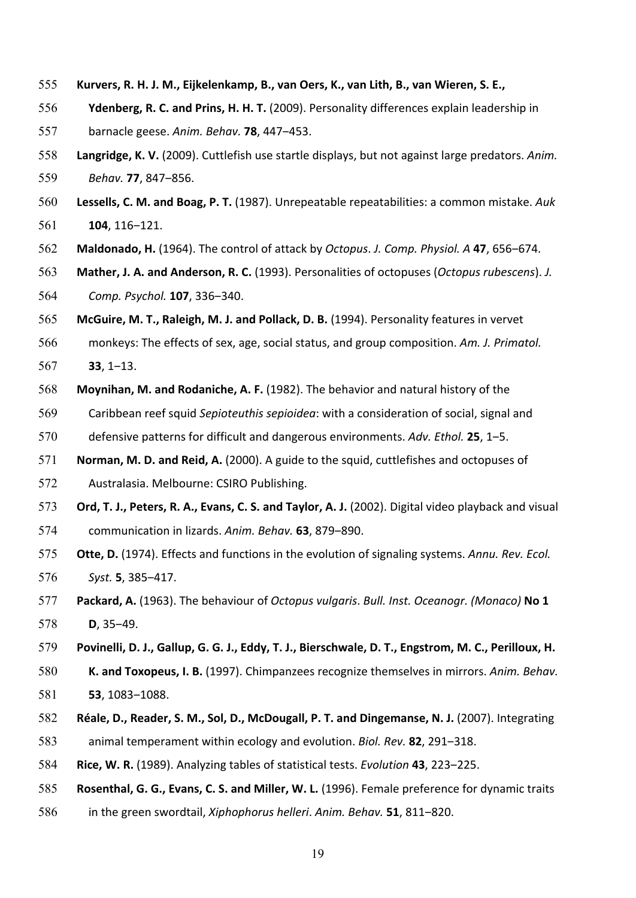**Kurvers, R. H. J. M., Eijkelenkamp, B., van Oers, K., van Lith, B., van Wieren, S. E., Ydenberg, R. C. and Prins, H. H. T.** (2009). Personality differences explain leadership in barnacle geese. *Anim. Behav.* **78**, 447–453.

**Langridge, K. V.** (2009). Cuttlefish use startle displays, but not against large predators. *Anim. Behav.* **77**, 847–856.

**Lessells, C. M. and Boag, P. T.** (1987). Unrepeatable repeatabilities: a common mistake. *Auk* **104**, 116–121.

**Maldonado, H.** (1964). The control of attack by *Octopus*. *J. Comp. Physiol. A* **47**, 656–674.

**Mather, J. A. and Anderson, R. C.** (1993). Personalities of octopuses (*Octopus rubescens*). *J. Comp. Psychol.* **107**, 336–340.

**McGuire, M. T., Raleigh, M. J. and Pollack, D. B.** (1994). Personality features in vervet monkeys: The effects of sex, age, social status, and group composition. *Am. J. Primatol.* **33**, 1–13.

**Moynihan, M. and Rodaniche, A. F.** (1982). The behavior and natural history of the Caribbean reef squid *Sepioteuthis sepioidea*: with a consideration of social, signal and defensive patterns for difficult and dangerous environments. *Adv. Ethol.* **25**, 1–5.

**Norman, M. D. and Reid, A.** (2000). A guide to the squid, cuttlefishes and octopuses of Australasia. Melbourne: CSIRO Publishing.

**Ord, T. J., Peters, R. A., Evans, C. S. and Taylor, A. J.** (2002). Digital video playback and visual communication in lizards. *Anim. Behav.* **63**, 879–890.

**Otte, D.** (1974). Effects and functions in the evolution of signaling systems. *Annu. Rev. Ecol. Syst.* **5**, 385–417.

**Packard, A.** (1963). The behaviour of *Octopus vulgaris*. *Bull. Inst. Oceanogr. (Monaco)* **No 1 D**, 35–49.

**Povinelli, D. J., Gallup, G. G. J., Eddy, T. J., Bierschwale, D. T., Engstrom, M. C., Perilloux, H. K. and Toxopeus, I. B.** (1997). Chimpanzees recognize themselves in mirrors. *Anim. Behav.* **53**, 1083–1088.

**Réale, D., Reader, S. M., Sol, D., McDougall, P. T. and Dingemanse, N. J.** (2007). Integrating animal temperament within ecology and evolution. *Biol. Rev.* **82**, 291–318.

**Rice, W. R.** (1989). Analyzing tables of statistical tests. *Evolution* **43**, 223–225.

**Rosenthal, G. G., Evans, C. S. and Miller, W. L.** (1996). Female preference for dynamic traits in the green swordtail, *Xiphophorus helleri*. *Anim. Behav.* **51**, 811–820.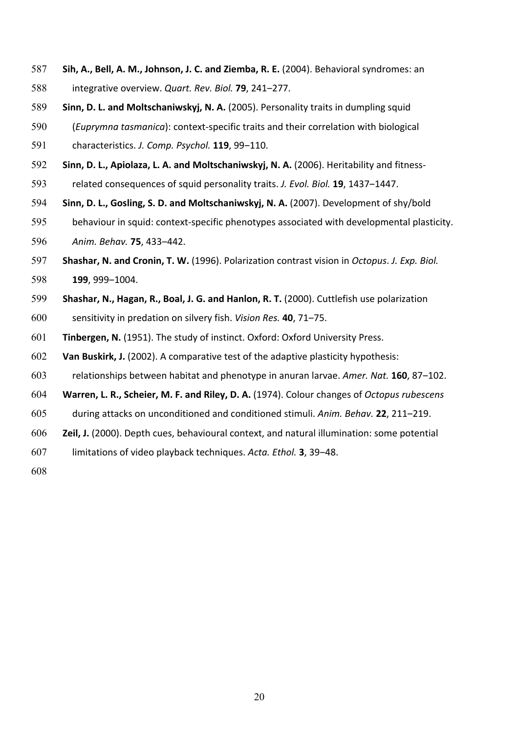**Sih, A., Bell, A. M., Johnson, J. C. and Ziemba, R. E.** (2004). Behavioral syndromes: an integrative overview. *Quart. Rev. Biol.* **79**, 241–277.

**Sinn, D. L. and Moltschaniwskyj, N. A.** (2005). Personality traits in dumpling squid (*Euprymna tasmanica*): context-specific traits and their correlation with biological characteristics. *J. Comp. Psychol.* **119**, 99–110.

**Sinn, D. L., Apiolaza, L. A. and Moltschaniwskyj, N. A.** (2006). Heritability and fitness-related consequences of squid personality traits. *J. Evol. Biol.* **19**, 1437–1447.

**Sinn, D. L., Gosling, S. D. and Moltschaniwskyj, N. A.** (2007). Development of shy/bold behaviour in squid: context-specific phenotypes associated with developmental plasticity. *Anim. Behav.* **75**, 433–442.

**Shashar, N. and Cronin, T. W.** (1996). Polarization contrast vision in *Octopus*. *J. Exp. Biol.* **199**, 999–1004.

**Shashar, N., Hagan, R., Boal, J. G. and Hanlon, R. T.** (2000). Cuttlefish use polarization sensitivity in predation on silvery fish. *Vision Res.* **40**, 71–75.

**Tinbergen, N.** (1951). The study of instinct. Oxford: Oxford University Press.

**Van Buskirk, J.** (2002). A comparative test of the adaptive plasticity hypothesis: relationships between habitat and phenotype in anuran larvae. *Amer. Nat.* **160**, 87–102.

**Warren, L. R., Scheier, M. F. and Riley, D. A.** (1974). Colour changes of *Octopus rubescens* during attacks on unconditioned and conditioned stimuli. *Anim. Behav.* **22**, 211–219.

**Zeil, J.** (2000). Depth cues, behavioural context, and natural illumination: some potential limitations of video playback techniques. *Acta. Ethol.* **3**, 39–48.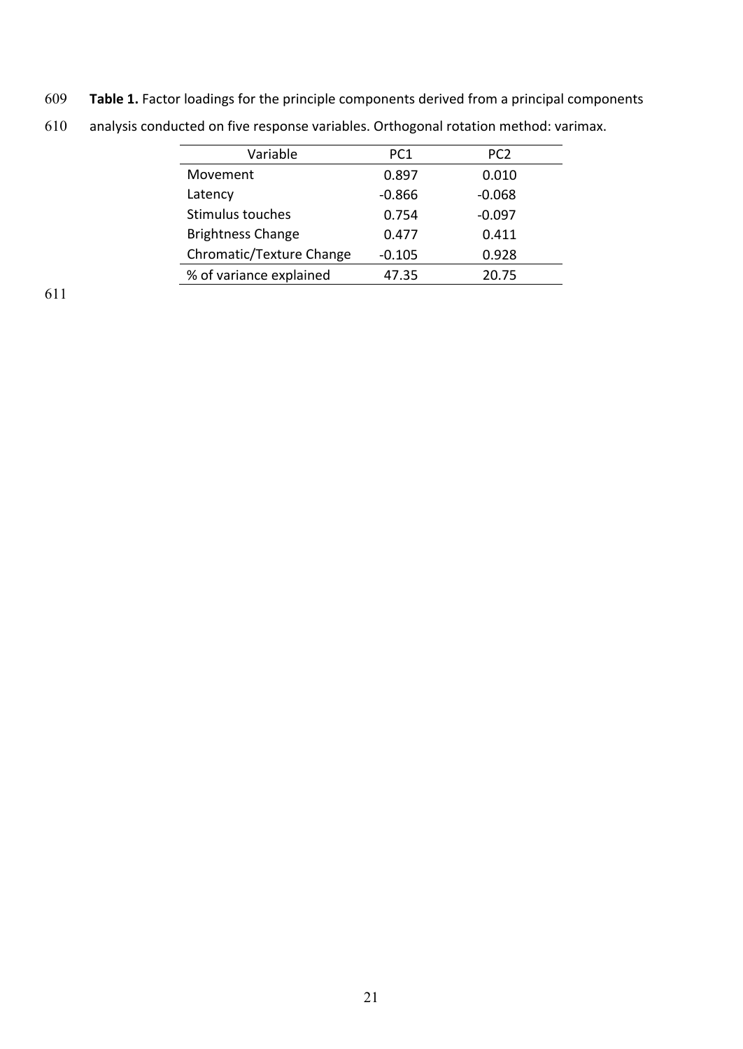**Table 1.** Factor loadings for the principle components derived from a principal components analysis conducted on five response variables. Orthogonal rotation method: varimax.

| Variable | PC1 | PC2 |
|---|---|---|
| Movement | 0.897 | 0.010 |
| Latency | -0.866 | -0.068 |
| Stimulus touches | 0.754 | -0.097 |
| Brightness Change | 0.477 | 0.411 |
| Chromatic/Texture Change | -0.105 | 0.928 |
| % of variance explained | 47.35 | 20.75 |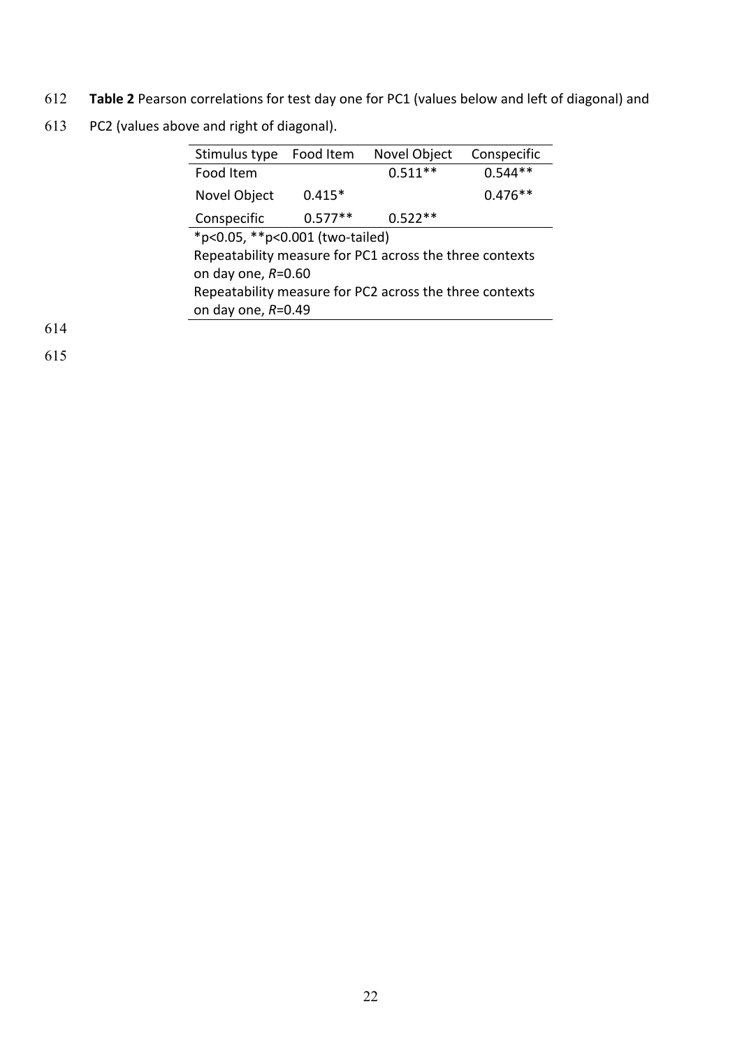**Table 2** Pearson correlations for test day one for PC1 (values below and left of diagonal) and PC2 (values above and right of diagonal).

| Stimulus type | Food Item | Novel Object | Conspecific |
|---|---|---|---|
| Food Item | | 0.511** | 0.544** |
| Novel Object | 0.415* | | 0.476** |
| Conspecific | 0.577** | 0.522** | |

*p<0.05, **p<0.001 (two-tailed)

Repeatability measure for PC1 across the three contexts on day one, *R*=0.60

Repeatability measure for PC2 across the three contexts on day one, *R*=0.49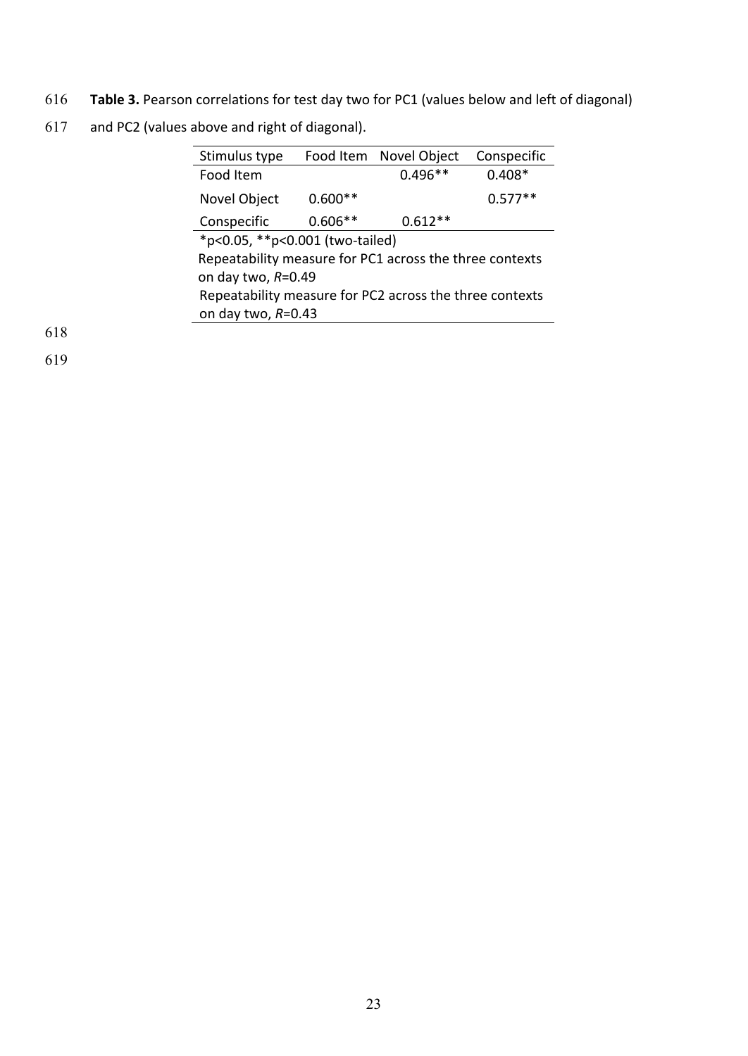**Table 3.** Pearson correlations for test day two for PC1 (values below and left of diagonal) and PC2 (values above and right of diagonal).

| Stimulus type | Food Item | Novel Object | Conspecific |
|---|---|---|---|
| Food Item | | 0.496** | 0.408* |
| Novel Object | 0.600** | | 0.577** |
| Conspecific | 0.606** | 0.612** | |

*p<0.05, **p<0.001 (two-tailed)

Repeatability measure for PC1 across the three contexts on day two, $R$=0.49

Repeatability measure for PC2 across the three contexts on day two, $R$=0.43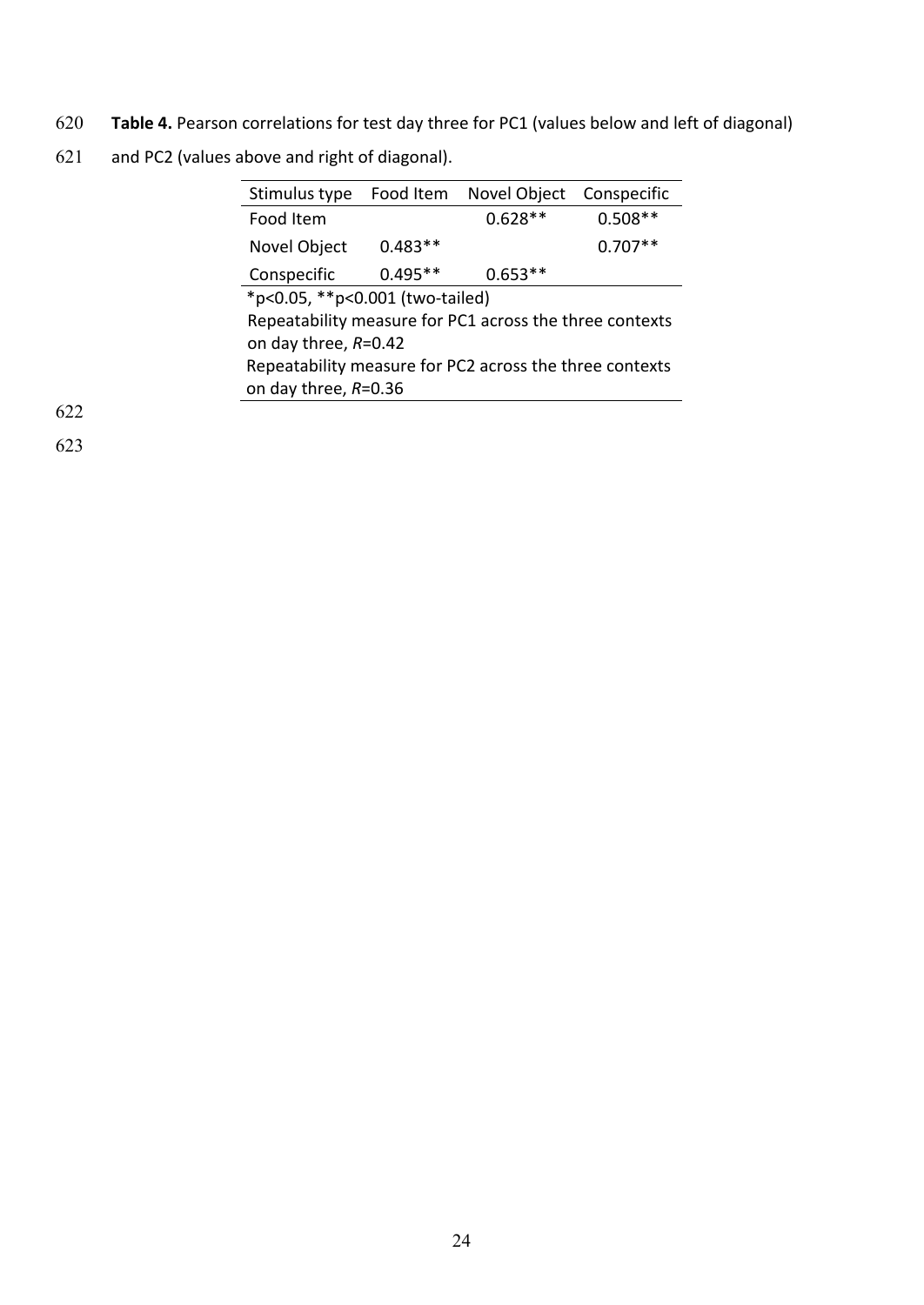**Table 4.** Pearson correlations for test day three for PC1 (values below and left of diagonal) and PC2 (values above and right of diagonal).

| Stimulus type | Food Item | Novel Object | Conspecific |
|---|---|---|---|
| Food Item | | 0.628** | 0.508** |
| Novel Object | 0.483** | | 0.707** |
| Conspecific | 0.495** | 0.653** | |

*p<0.05, **p<0.001 (two-tailed)

Repeatability measure for PC1 across the three contexts on day three, *R*=0.42

Repeatability measure for PC2 across the three contexts on day three, *R*=0.36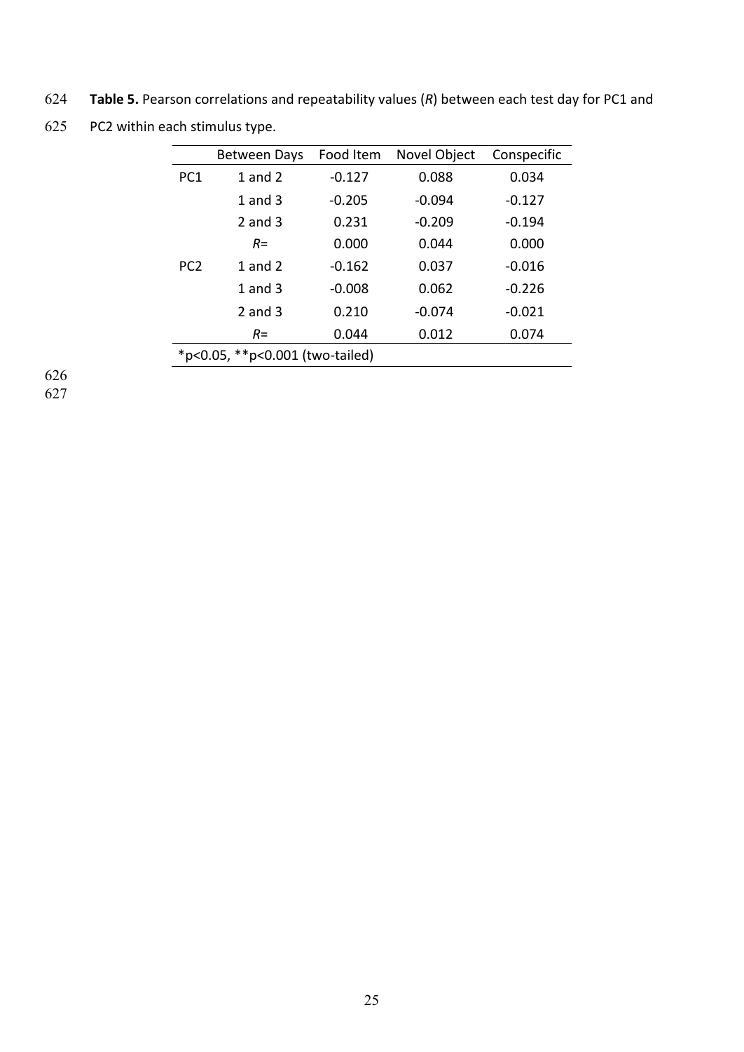**Table 5.** Pearson correlations and repeatability values (*R*) between each test day for PC1 and PC2 within each stimulus type.

| | Between Days | Food Item | Novel Object | Conspecific |
|---|---|---|---|---|
| PC1 | 1 and 2 | -0.127 | 0.088 | 0.034 |
| | 1 and 3 | -0.205 | -0.094 | -0.127 |
| | 2 and 3 | 0.231 | -0.209 | -0.194 |
| | *R*= | 0.000 | 0.044 | 0.000 |
| PC2 | 1 and 2 | -0.162 | 0.037 | -0.016 |
| | 1 and 3 | -0.008 | 0.062 | -0.226 |
| | 2 and 3 | 0.210 | -0.074 | -0.021 |
| | *R*= | 0.044 | 0.012 | 0.074 |

*p<0.05, **p<0.001 (two-tailed)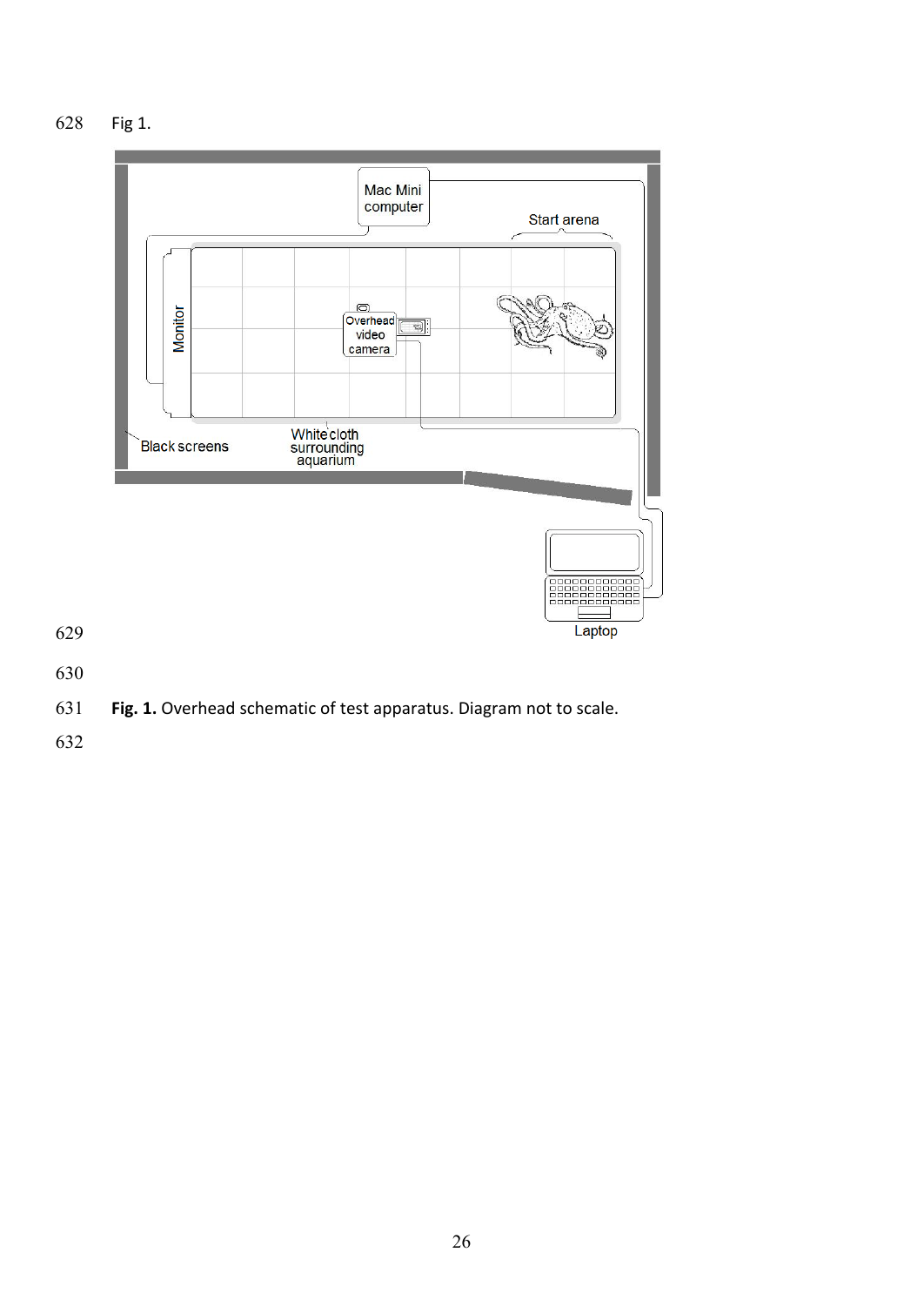Fig 1.

**Fig. 1.** Overhead schematic of test apparatus. Diagram not to scale.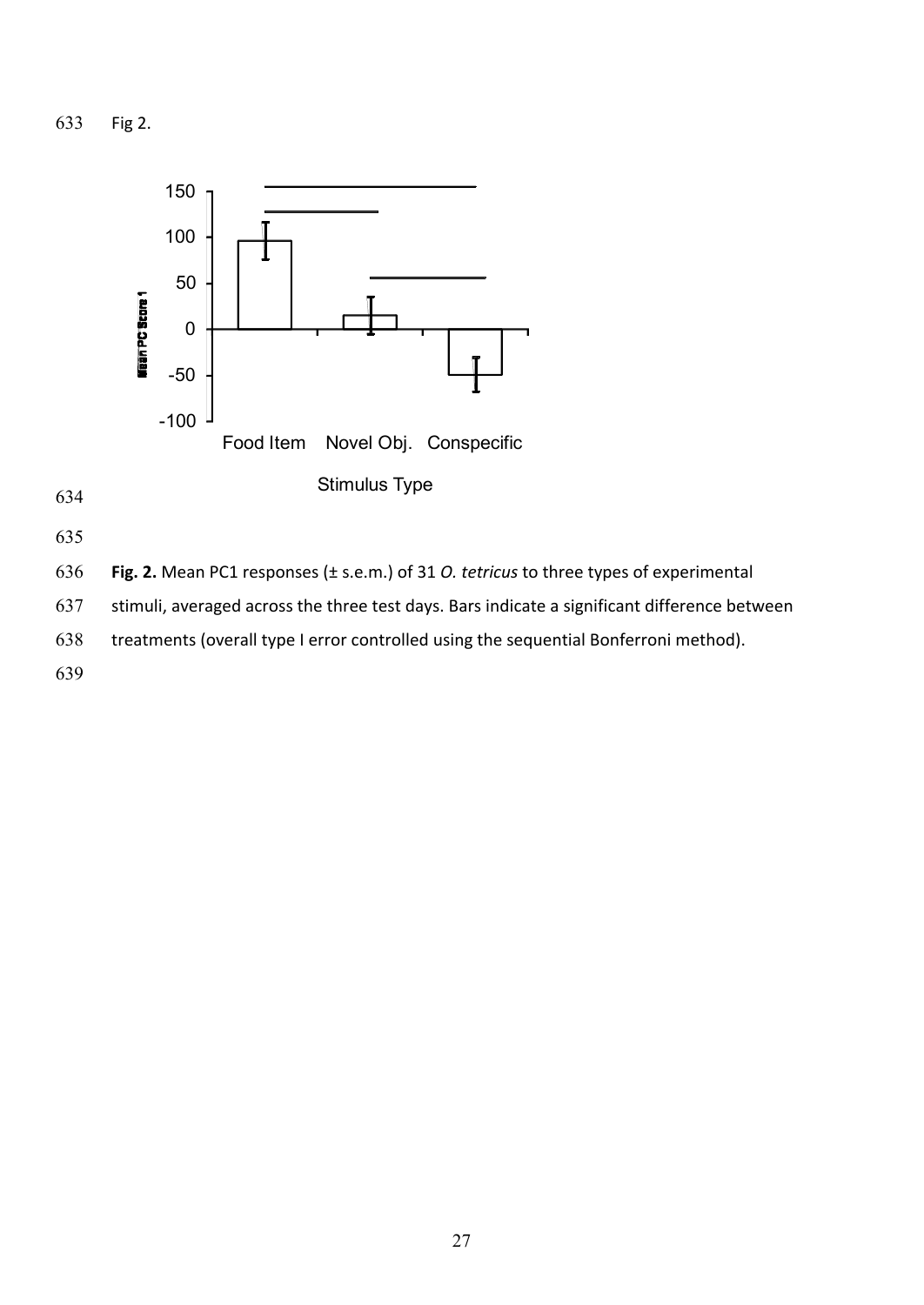Fig 2.

**Fig. 2.** Mean PC1 responses (± s.e.m.) of 31 *O. tetricus* to three types of experimental stimuli, averaged across the three test days. Bars indicate a significant difference between treatments (overall type I error controlled using the sequential Bonferroni method).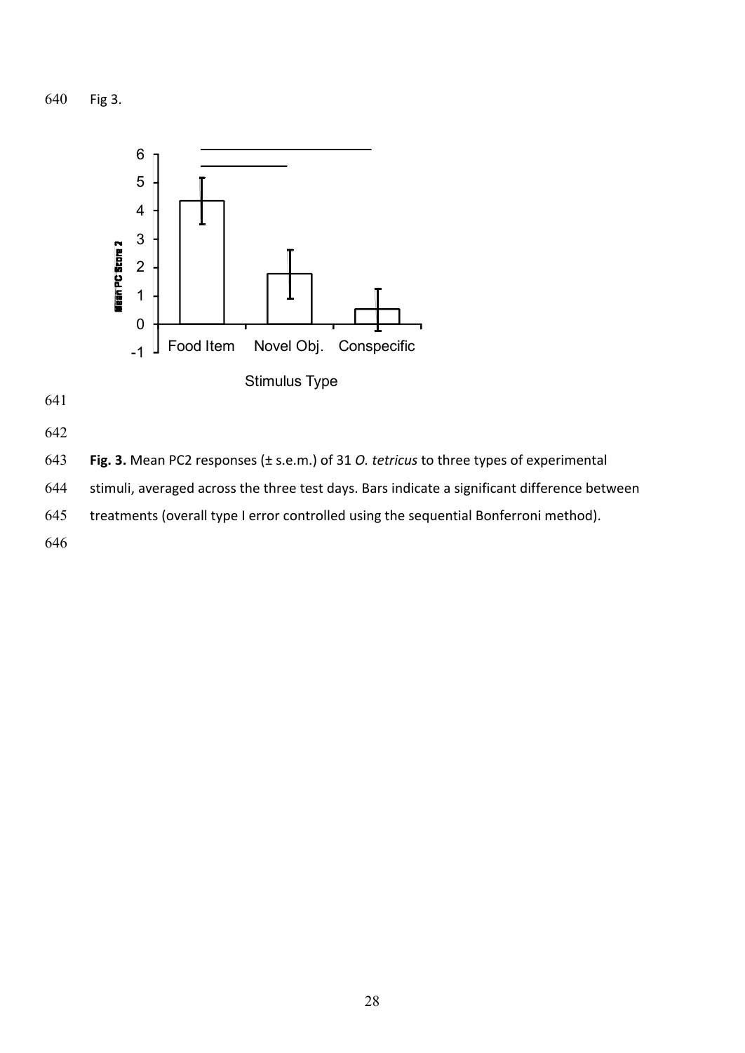Fig 3.

**Fig. 3.** Mean PC2 responses (± s.e.m.) of 31 *O. tetricus* to three types of experimental stimuli, averaged across the three test days. Bars indicate a significant difference between treatments (overall type I error controlled using the sequential Bonferroni method).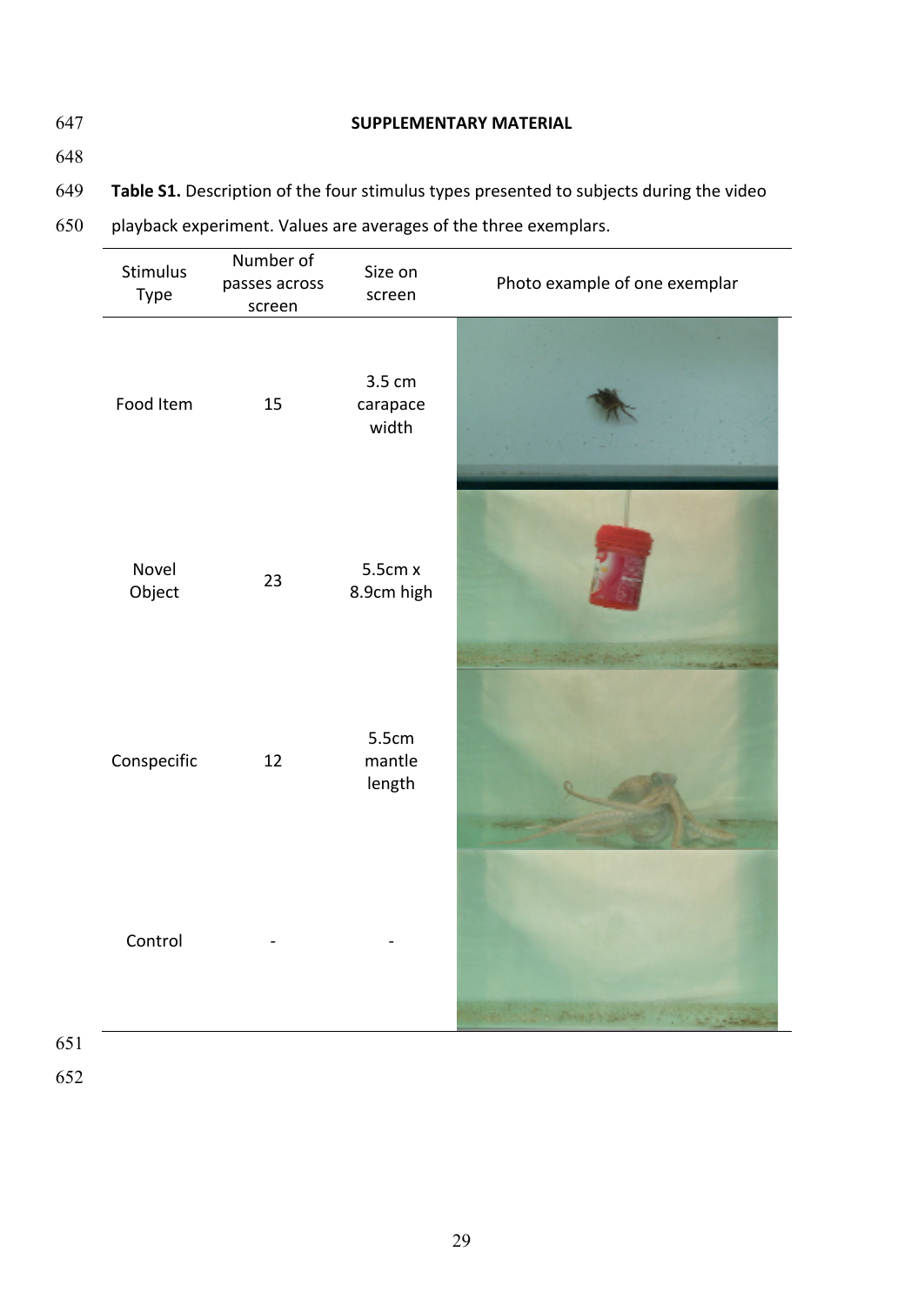**SUPPLEMENTARY MATERIAL**

**Table S1.** Description of the four stimulus types presented to subjects during the video playback experiment. Values are averages of the three exemplars.

| Stimulus Type | Number of passes across screen | Size on screen | Photo example of one exemplar |
|---|---|---|---|
| Food Item | 15 | 3.5 cm carapace width | |
| Novel Object | 23 | 5.5cm x 8.9cm high | |
| Conspecific | 12 | 5.5cm mantle length | |
| Control | - | - | |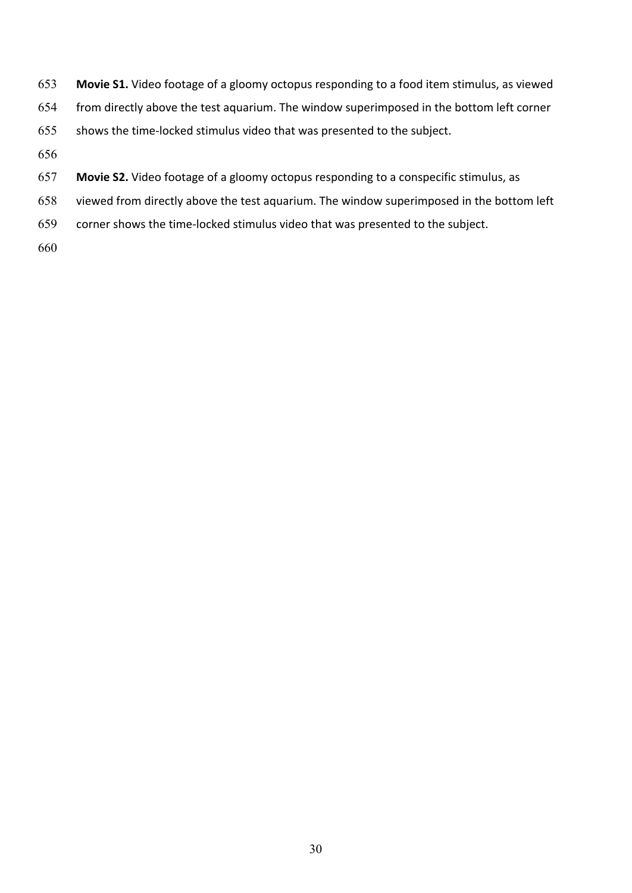**Movie S1.** Video footage of a gloomy octopus responding to a food item stimulus, as viewed from directly above the test aquarium. The window superimposed in the bottom left corner shows the time-locked stimulus video that was presented to the subject.

**Movie S2.** Video footage of a gloomy octopus responding to a conspecific stimulus, as viewed from directly above the test aquarium. The window superimposed in the bottom left corner shows the time-locked stimulus video that was presented to the subject.